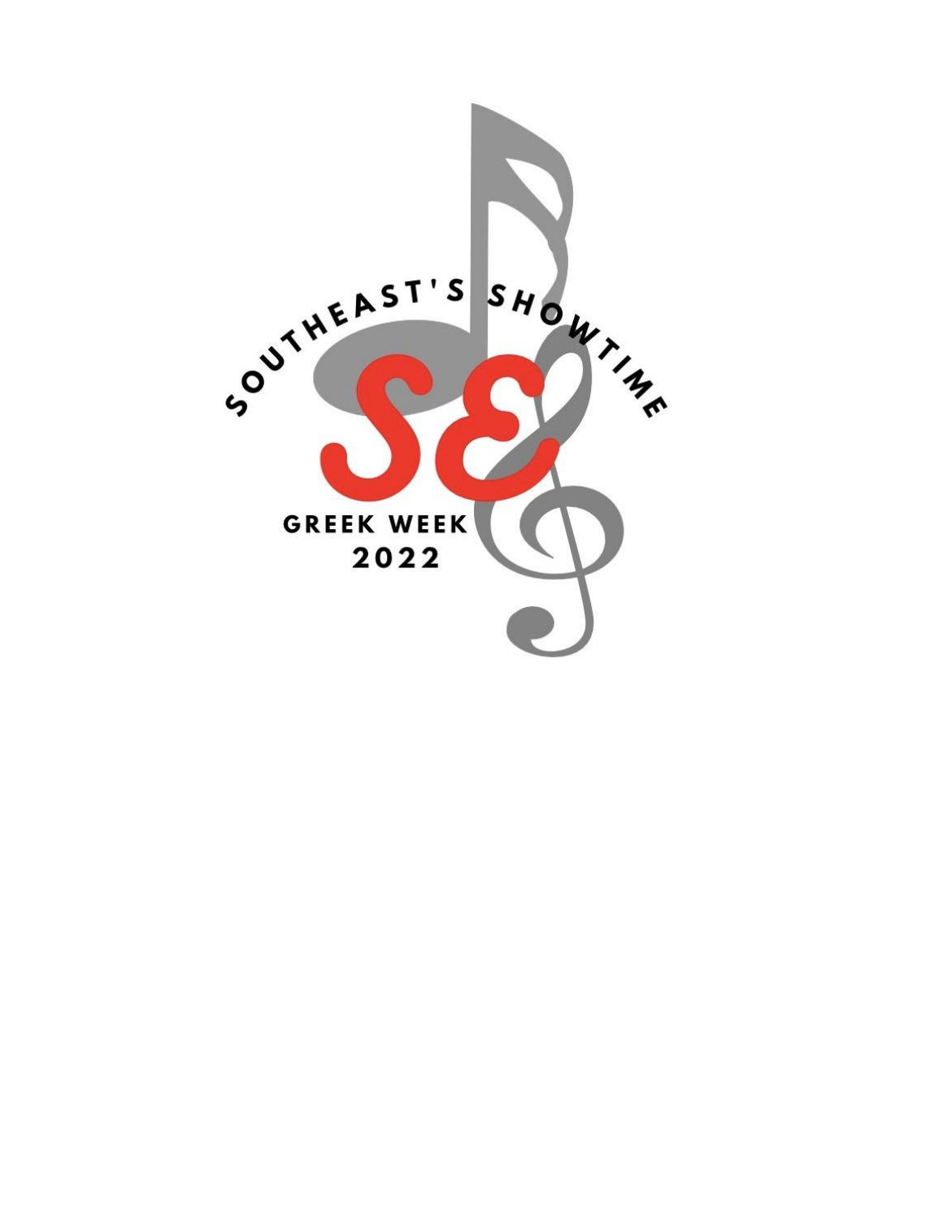SOUTHEAST'S SHOWTIME

SE

GREEK WEEK

2022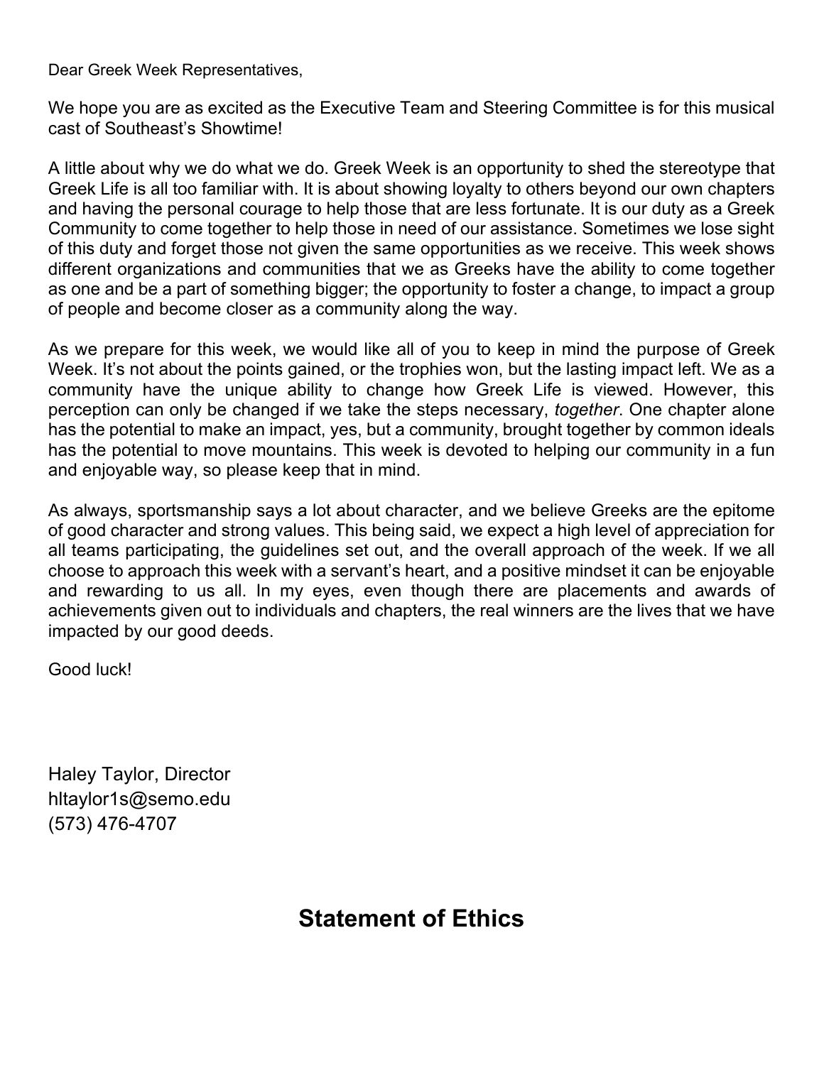Dear Greek Week Representatives,

We hope you are as excited as the Executive Team and Steering Committee is for this musical cast of Southeast's Showtime!

A little about why we do what we do. Greek Week is an opportunity to shed the stereotype that Greek Life is all too familiar with. It is about showing loyalty to others beyond our own chapters and having the personal courage to help those that are less fortunate. It is our duty as a Greek Community to come together to help those in need of our assistance. Sometimes we lose sight of this duty and forget those not given the same opportunities as we receive. This week shows different organizations and communities that we as Greeks have the ability to come together as one and be a part of something bigger; the opportunity to foster a change, to impact a group of people and become closer as a community along the way.

As we prepare for this week, we would like all of you to keep in mind the purpose of Greek Week. It's not about the points gained, or the trophies won, but the lasting impact left. We as a community have the unique ability to change how Greek Life is viewed. However, this perception can only be changed if we take the steps necessary, *together*. One chapter alone has the potential to make an impact, yes, but a community, brought together by common ideals has the potential to move mountains. This week is devoted to helping our community in a fun and enjoyable way, so please keep that in mind.

As always, sportsmanship says a lot about character, and we believe Greeks are the epitome of good character and strong values. This being said, we expect a high level of appreciation for all teams participating, the guidelines set out, and the overall approach of the week. If we all choose to approach this week with a servant's heart, and a positive mindset it can be enjoyable and rewarding to us all. In my eyes, even though there are placements and awards of achievements given out to individuals and chapters, the real winners are the lives that we have impacted by our good deeds.

Good luck!

Haley Taylor, Director
hltaylor1s@semo.edu
(573) 476-4707

## Statement of Ethics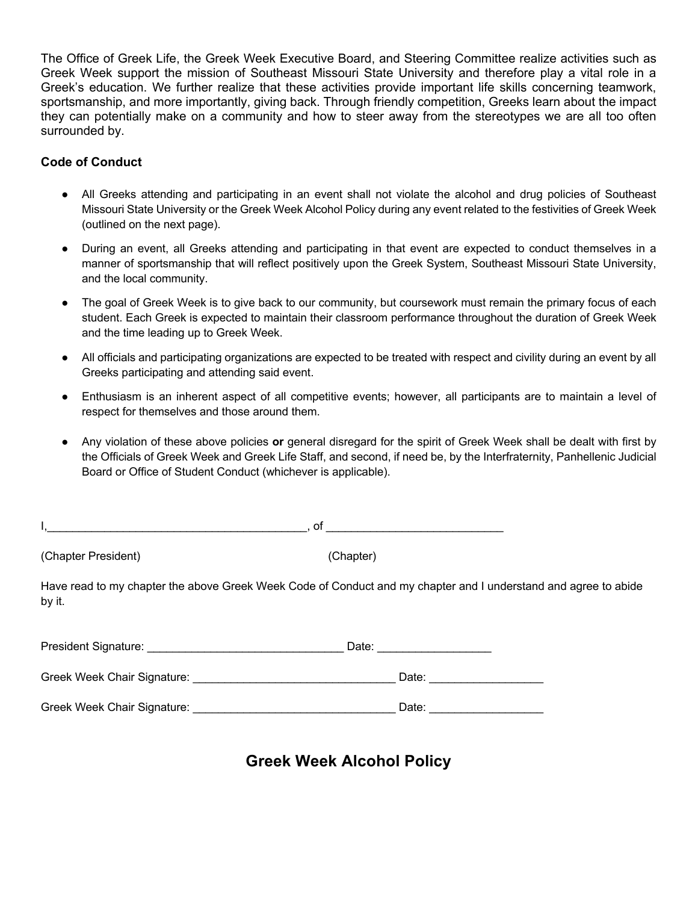The Office of Greek Life, the Greek Week Executive Board, and Steering Committee realize activities such as Greek Week support the mission of Southeast Missouri State University and therefore play a vital role in a Greek's education. We further realize that these activities provide important life skills concerning teamwork, sportsmanship, and more importantly, giving back. Through friendly competition, Greeks learn about the impact they can potentially make on a community and how to steer away from the stereotypes we are all too often surrounded by.

**Code of Conduct**

- All Greeks attending and participating in an event shall not violate the alcohol and drug policies of Southeast Missouri State University or the Greek Week Alcohol Policy during any event related to the festivities of Greek Week (outlined on the next page).
- During an event, all Greeks attending and participating in that event are expected to conduct themselves in a manner of sportsmanship that will reflect positively upon the Greek System, Southeast Missouri State University, and the local community.
- The goal of Greek Week is to give back to our community, but coursework must remain the primary focus of each student. Each Greek is expected to maintain their classroom performance throughout the duration of Greek Week and the time leading up to Greek Week.
- All officials and participating organizations are expected to be treated with respect and civility during an event by all Greeks participating and attending said event.
- Enthusiasm is an inherent aspect of all competitive events; however, all participants are to maintain a level of respect for themselves and those around them.
- Any violation of these above policies **or** general disregard for the spirit of Greek Week shall be dealt with first by the Officials of Greek Week and Greek Life Staff, and second, if need be, by the Interfraternity, Panhellenic Judicial Board or Office of Student Conduct (whichever is applicable).

I,__________________________________________, of ____________________________

(Chapter President) (Chapter)

Have read to my chapter the above Greek Week Code of Conduct and my chapter and I understand and agree to abide by it.

President Signature: ________________________________ Date: __________________

Greek Week Chair Signature: ________________________________ Date: __________________

Greek Week Chair Signature: ________________________________ Date: __________________

## Greek Week Alcohol Policy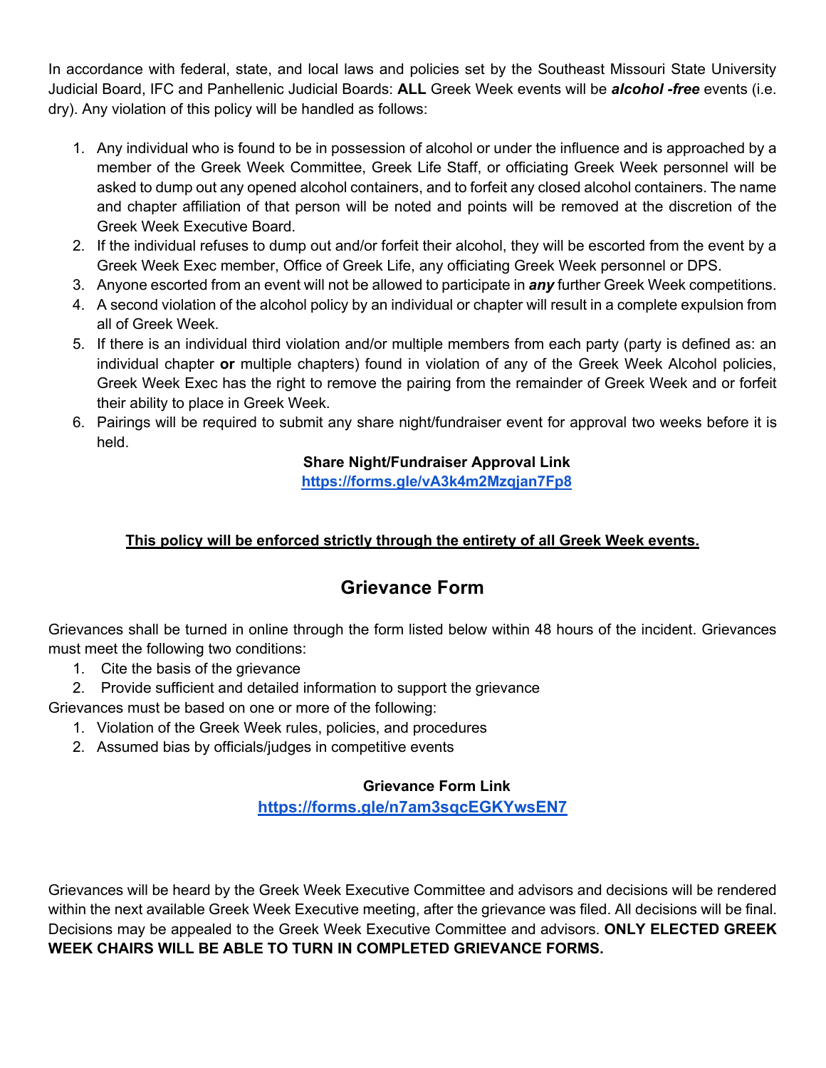In accordance with federal, state, and local laws and policies set by the Southeast Missouri State University Judicial Board, IFC and Panhellenic Judicial Boards: **ALL** Greek Week events will be ***alcohol -free*** events (i.e. dry). Any violation of this policy will be handled as follows:

1. Any individual who is found to be in possession of alcohol or under the influence and is approached by a member of the Greek Week Committee, Greek Life Staff, or officiating Greek Week personnel will be asked to dump out any opened alcohol containers, and to forfeit any closed alcohol containers. The name and chapter affiliation of that person will be noted and points will be removed at the discretion of the Greek Week Executive Board.
2. If the individual refuses to dump out and/or forfeit their alcohol, they will be escorted from the event by a Greek Week Exec member, Office of Greek Life, any officiating Greek Week personnel or DPS.
3. Anyone escorted from an event will not be allowed to participate in ***any*** further Greek Week competitions.
4. A second violation of the alcohol policy by an individual or chapter will result in a complete expulsion from all of Greek Week.
5. If there is an individual third violation and/or multiple members from each party (party is defined as: an individual chapter **or** multiple chapters) found in violation of any of the Greek Week Alcohol policies, Greek Week Exec has the right to remove the pairing from the remainder of Greek Week and or forfeit their ability to place in Greek Week.
6. Pairings will be required to submit any share night/fundraiser event for approval two weeks before it is held.

**Share Night/Fundraiser Approval Link**
https://forms.gle/vA3k4m2Mzqjan7Fp8

**<u>This policy will be enforced strictly through the entirety of all Greek Week events.</u>**

## Grievance Form

Grievances shall be turned in online through the form listed below within 48 hours of the incident. Grievances must meet the following two conditions:

1. Cite the basis of the grievance
2. Provide sufficient and detailed information to support the grievance

Grievances must be based on one or more of the following:

1. Violation of the Greek Week rules, policies, and procedures
2. Assumed bias by officials/judges in competitive events

**Grievance Form Link**
https://forms.gle/n7am3sqcEGKYwsEN7

Grievances will be heard by the Greek Week Executive Committee and advisors and decisions will be rendered within the next available Greek Week Executive meeting, after the grievance was filed. All decisions will be final. Decisions may be appealed to the Greek Week Executive Committee and advisors. **ONLY ELECTED GREEK WEEK CHAIRS WILL BE ABLE TO TURN IN COMPLETED GRIEVANCE FORMS.**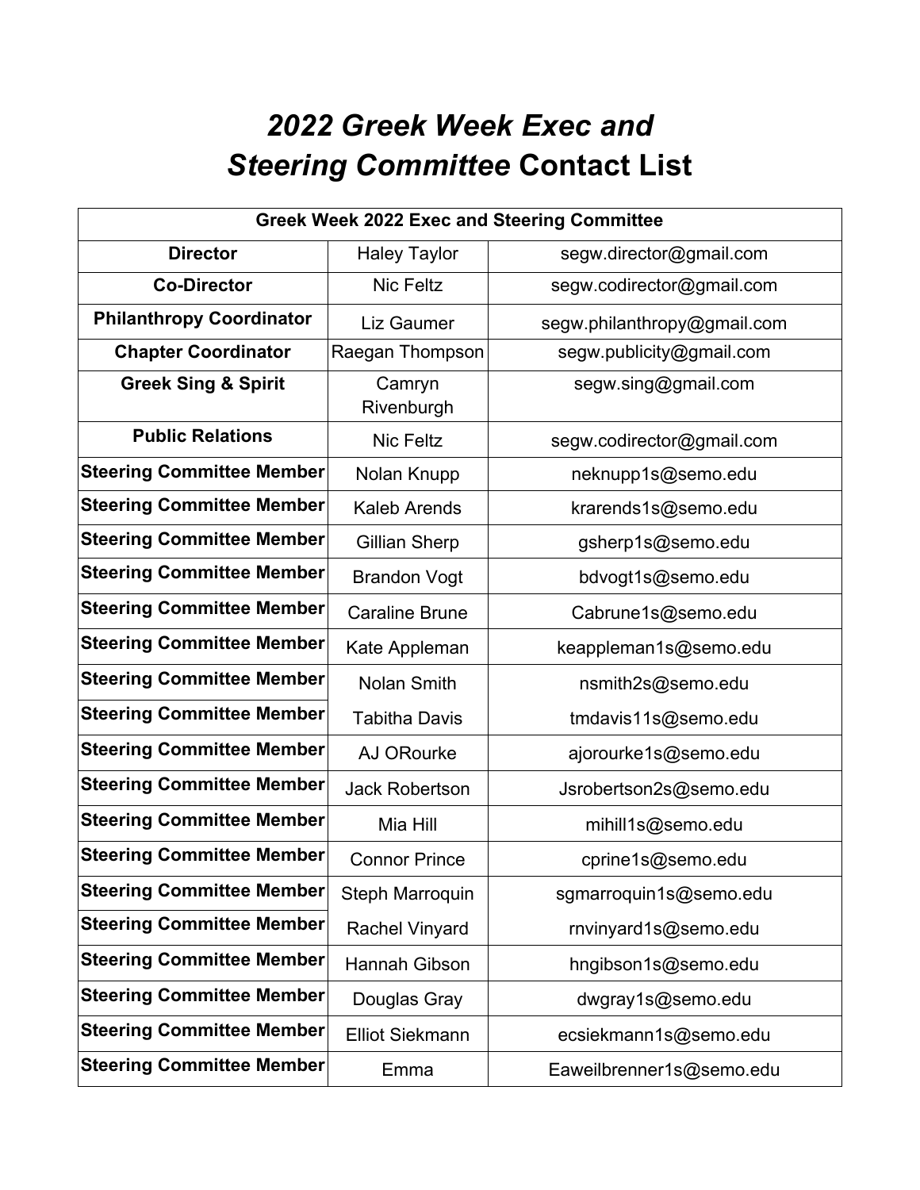# *2022 Greek Week Exec and Steering Committee* Contact List

| Greek Week 2022 Exec and Steering Committee | | |
|---|---|---|
| **Director** | Haley Taylor | segw.director@gmail.com |
| **Co-Director** | Nic Feltz | segw.codirector@gmail.com |
| **Philanthropy Coordinator** | Liz Gaumer | segw.philanthropy@gmail.com |
| **Chapter Coordinator** | Raegan Thompson | segw.publicity@gmail.com |
| **Greek Sing & Spirit** | Camryn Rivenburgh | segw.sing@gmail.com |
| **Public Relations** | Nic Feltz | segw.codirector@gmail.com |
| **Steering Committee Member** | Nolan Knupp | neknupp1s@semo.edu |
| **Steering Committee Member** | Kaleb Arends | krarends1s@semo.edu |
| **Steering Committee Member** | Gillian Sherp | gsherp1s@semo.edu |
| **Steering Committee Member** | Brandon Vogt | bdvogt1s@semo.edu |
| **Steering Committee Member** | Caraline Brune | Cabrune1s@semo.edu |
| **Steering Committee Member** | Kate Appleman | keappleman1s@semo.edu |
| **Steering Committee Member** | Nolan Smith | nsmith2s@semo.edu |
| **Steering Committee Member** | Tabitha Davis | tmdavis11s@semo.edu |
| **Steering Committee Member** | AJ ORourke | ajorourke1s@semo.edu |
| **Steering Committee Member** | Jack Robertson | Jsrobertson2s@semo.edu |
| **Steering Committee Member** | Mia Hill | mihill1s@semo.edu |
| **Steering Committee Member** | Connor Prince | cprine1s@semo.edu |
| **Steering Committee Member** | Steph Marroquin | sgmarroquin1s@semo.edu |
| **Steering Committee Member** | Rachel Vinyard | rnvinyard1s@semo.edu |
| **Steering Committee Member** | Hannah Gibson | hngibson1s@semo.edu |
| **Steering Committee Member** | Douglas Gray | dwgray1s@semo.edu |
| **Steering Committee Member** | Elliot Siekmann | ecsiekmann1s@semo.edu |
| **Steering Committee Member** | Emma | Eaweilbrenner1s@semo.edu |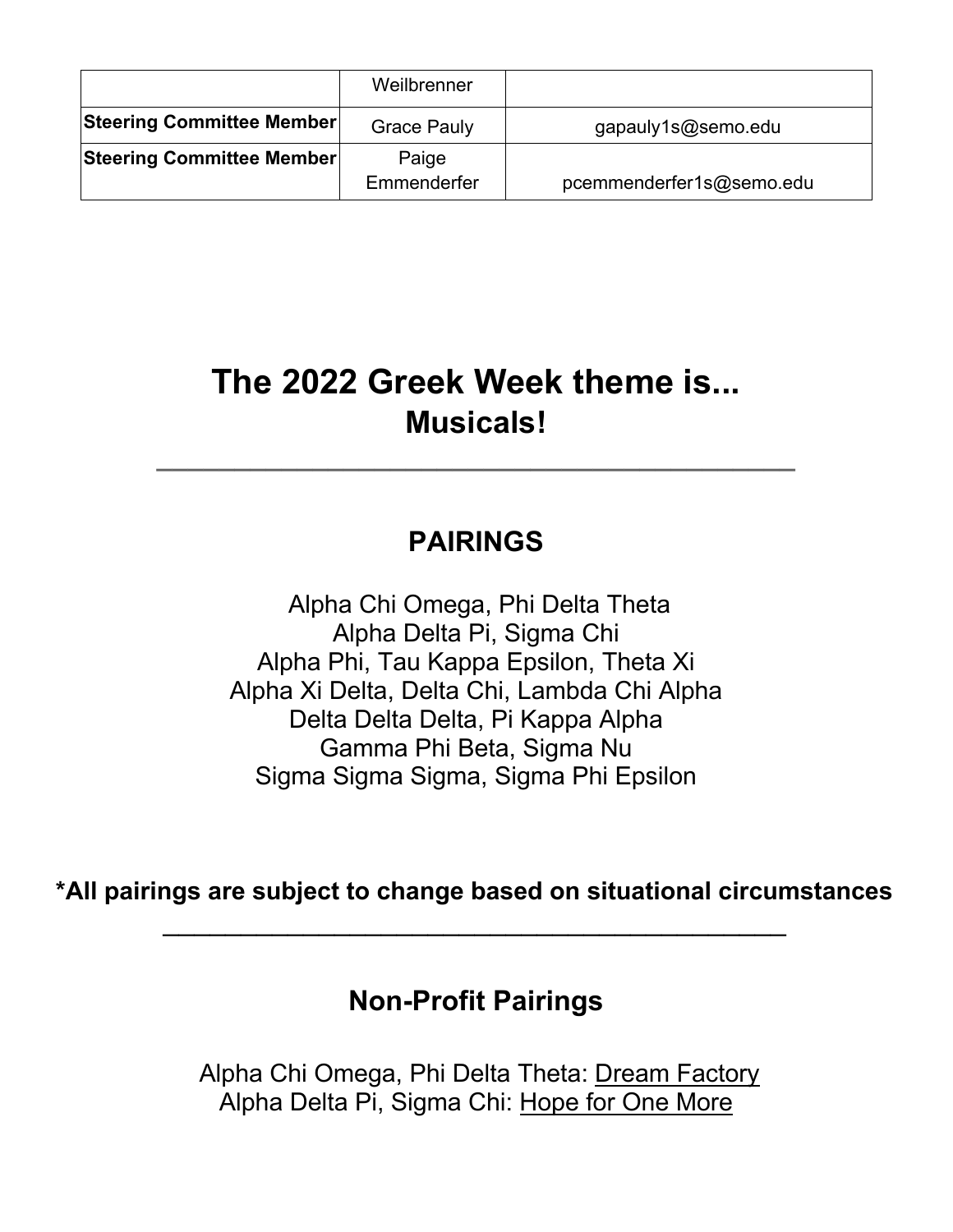| | Weilbrenner | |
|---|---|---|
| **Steering Committee Member** | Grace Pauly | gapauly1s@semo.edu |
| **Steering Committee Member** | Paige Emmenderfer | pcemmenderfer1s@semo.edu |

# The 2022 Greek Week theme is...
## Musicals!

---

## PAIRINGS

Alpha Chi Omega, Phi Delta Theta
Alpha Delta Pi, Sigma Chi
Alpha Phi, Tau Kappa Epsilon, Theta Xi
Alpha Xi Delta, Delta Chi, Lambda Chi Alpha
Delta Delta Delta, Pi Kappa Alpha
Gamma Phi Beta, Sigma Nu
Sigma Sigma Sigma, Sigma Phi Epsilon

**\*All pairings are subject to change based on situational circumstances**

---

## Non-Profit Pairings

Alpha Chi Omega, Phi Delta Theta: Dream Factory
Alpha Delta Pi, Sigma Chi: Hope for One More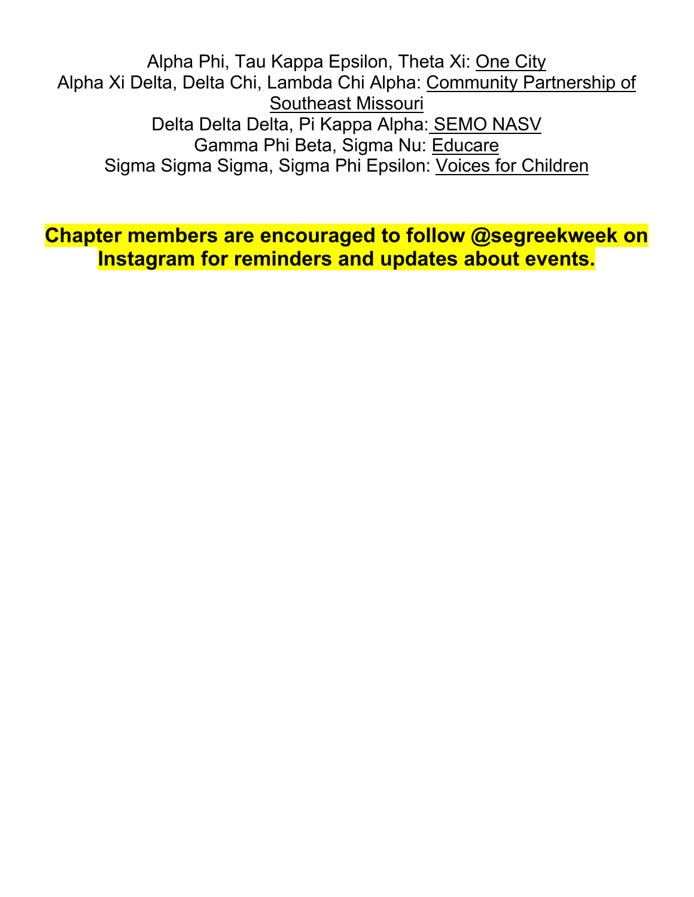Alpha Phi, Tau Kappa Epsilon, Theta Xi: One City
Alpha Xi Delta, Delta Chi, Lambda Chi Alpha: Community Partnership of Southeast Missouri
Delta Delta Delta, Pi Kappa Alpha: SEMO NASV
Gamma Phi Beta, Sigma Nu: Educare
Sigma Sigma Sigma, Sigma Phi Epsilon: Voices for Children

**Chapter members are encouraged to follow @segreekweek on Instagram for reminders and updates about events.**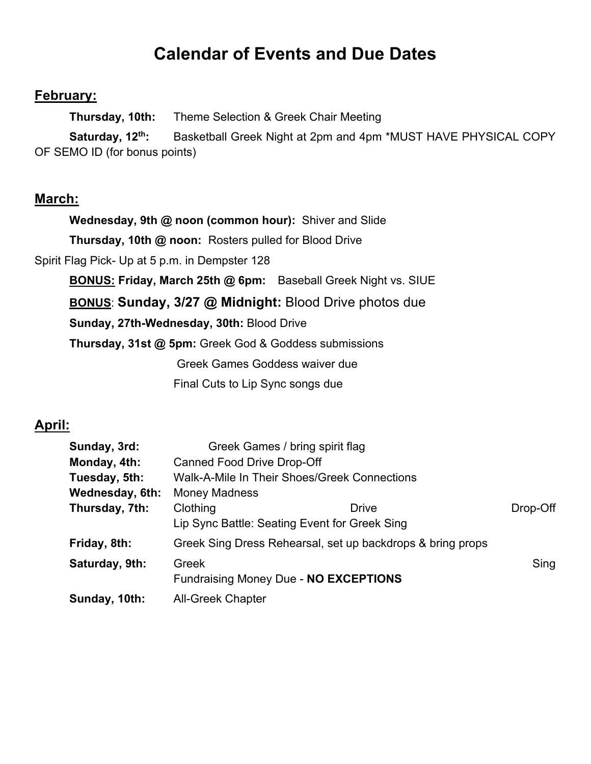# Calendar of Events and Due Dates

## February:

**Thursday, 10th:** Theme Selection & Greek Chair Meeting

**Saturday, 12th:** Basketball Greek Night at 2pm and 4pm *MUST HAVE PHYSICAL COPY OF SEMO ID (for bonus points)

## March:

**Wednesday, 9th @ noon (common hour):** Shiver and Slide

**Thursday, 10th @ noon:** Rosters pulled for Blood Drive

Spirit Flag Pick- Up at 5 p.m. in Dempster 128

**BONUS: Friday, March 25th @ 6pm:** Baseball Greek Night vs. SIUE

**BONUS**: **Sunday, 3/27 @ Midnight:** Blood Drive photos due

**Sunday, 27th-Wednesday, 30th:** Blood Drive

**Thursday, 31st @ 5pm:** Greek God & Goddess submissions

Greek Games Goddess waiver due

Final Cuts to Lip Sync songs due

## April:

**Sunday, 3rd:** Greek Games / bring spirit flag

**Monday, 4th:** Canned Food Drive Drop-Off

**Tuesday, 5th:** Walk-A-Mile In Their Shoes/Greek Connections

**Wednesday, 6th:** Money Madness

**Thursday, 7th:** Clothing Drive Drop-Off

Lip Sync Battle: Seating Event for Greek Sing

**Friday, 8th:** Greek Sing Dress Rehearsal, set up backdrops & bring props

**Saturday, 9th:** Greek Sing

Fundraising Money Due - **NO EXCEPTIONS**

**Sunday, 10th:** All-Greek Chapter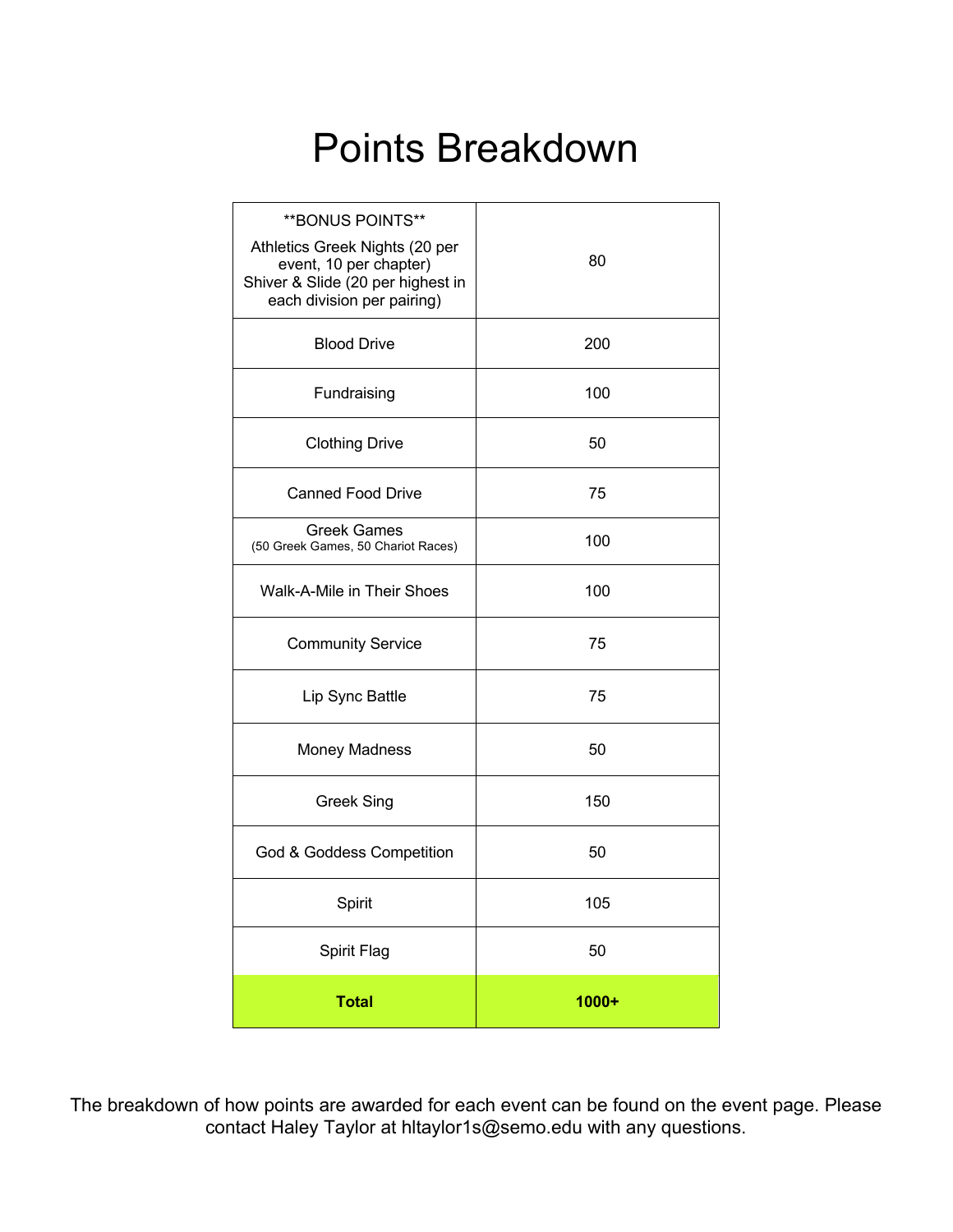# Points Breakdown

| Event | Points |
|---|---|
| **BONUS POINTS** Athletics Greek Nights (20 per event, 10 per chapter) Shiver & Slide (20 per highest in each division per pairing) | 80 |
| Blood Drive | 200 |
| Fundraising | 100 |
| Clothing Drive | 50 |
| Canned Food Drive | 75 |
| Greek Games (50 Greek Games, 50 Chariot Races) | 100 |
| Walk-A-Mile in Their Shoes | 100 |
| Community Service | 75 |
| Lip Sync Battle | 75 |
| Money Madness | 50 |
| Greek Sing | 150 |
| God & Goddess Competition | 50 |
| Spirit | 105 |
| Spirit Flag | 50 |
| **Total** | **1000+** |

The breakdown of how points are awarded for each event can be found on the event page. Please contact Haley Taylor at hltaylor1s@semo.edu with any questions.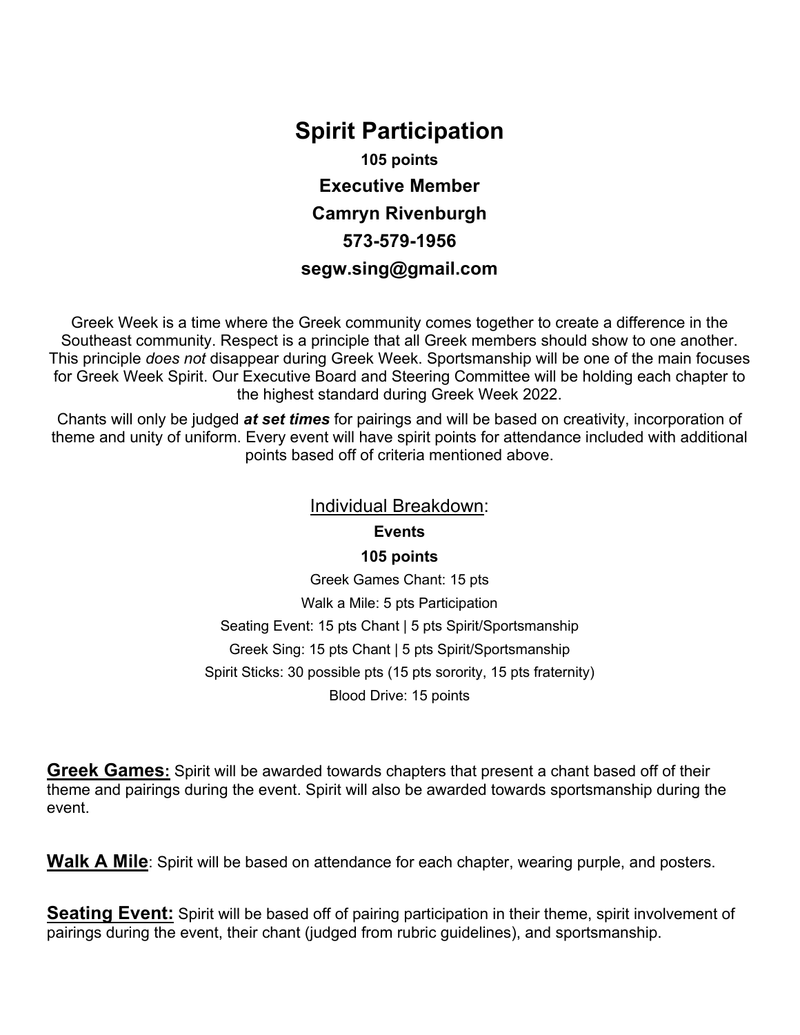# Spirit Participation

**105 points**

**Executive Member**

**Camryn Rivenburgh**

**573-579-1956**

**segw.sing@gmail.com**

Greek Week is a time where the Greek community comes together to create a difference in the Southeast community. Respect is a principle that all Greek members should show to one another. This principle *does not* disappear during Greek Week. Sportsmanship will be one of the main focuses for Greek Week Spirit. Our Executive Board and Steering Committee will be holding each chapter to the highest standard during Greek Week 2022.

Chants will only be judged ***at set times*** for pairings and will be based on creativity, incorporation of theme and unity of uniform. Every event will have spirit points for attendance included with additional points based off of criteria mentioned above.

## Individual Breakdown:

**Events**

**105 points**

Greek Games Chant: 15 pts

Walk a Mile: 5 pts Participation

Seating Event: 15 pts Chant | 5 pts Spirit/Sportsmanship

Greek Sing: 15 pts Chant | 5 pts Spirit/Sportsmanship

Spirit Sticks: 30 possible pts (15 pts sorority, 15 pts fraternity)

Blood Drive: 15 points

**Greek Games:** Spirit will be awarded towards chapters that present a chant based off of their theme and pairings during the event. Spirit will also be awarded towards sportsmanship during the event.

**Walk A Mile**: Spirit will be based on attendance for each chapter, wearing purple, and posters.

**Seating Event:** Spirit will be based off of pairing participation in their theme, spirit involvement of pairings during the event, their chant (judged from rubric guidelines), and sportsmanship.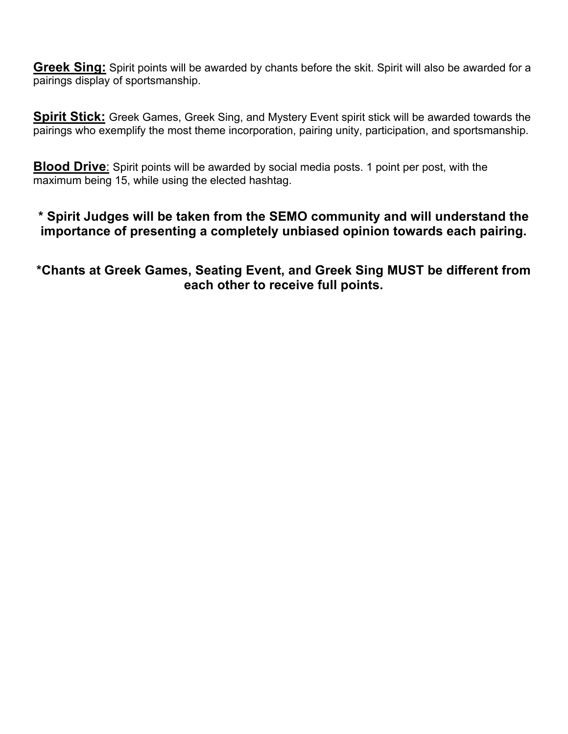**<u>Greek Sing:</u>** Spirit points will be awarded by chants before the skit. Spirit will also be awarded for a pairings display of sportsmanship.

**<u>Spirit Stick:</u>** Greek Games, Greek Sing, and Mystery Event spirit stick will be awarded towards the pairings who exemplify the most theme incorporation, pairing unity, participation, and sportsmanship.

**<u>Blood Drive</u>**: Spirit points will be awarded by social media posts. 1 point per post, with the maximum being 15, while using the elected hashtag.

**\* Spirit Judges will be taken from the SEMO community and will understand the importance of presenting a completely unbiased opinion towards each pairing.**

**\*Chants at Greek Games, Seating Event, and Greek Sing MUST be different from each other to receive full points.**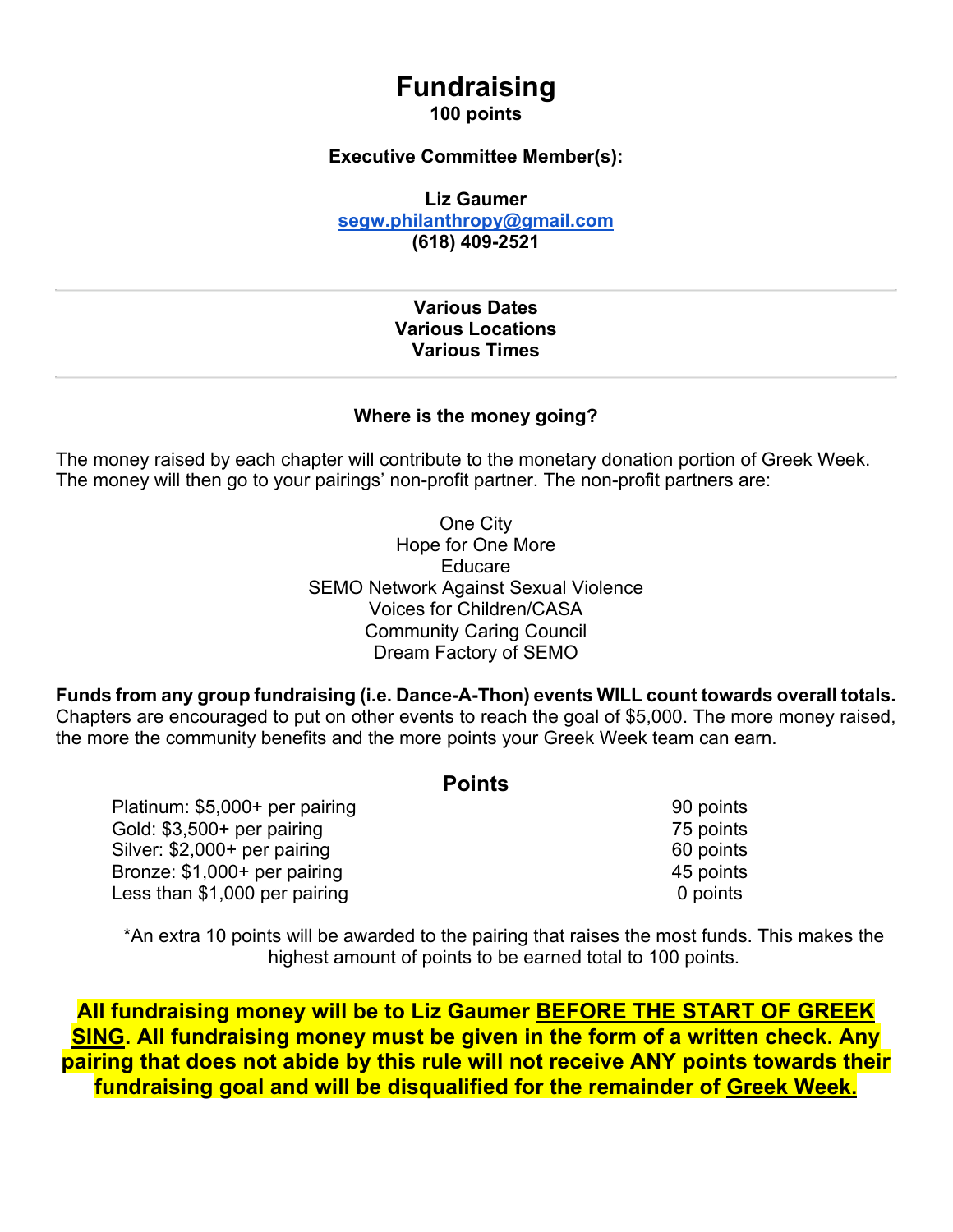# Fundraising

**100 points**

**Executive Committee Member(s):**

**Liz Gaumer**
**segw.philanthropy@gmail.com**
**(618) 409-2521**

---

**Various Dates**
**Various Locations**
**Various Times**

---

**Where is the money going?**

The money raised by each chapter will contribute to the monetary donation portion of Greek Week. The money will then go to your pairings' non-profit partner. The non-profit partners are:

One City
Hope for One More
Educare
SEMO Network Against Sexual Violence
Voices for Children/CASA
Community Caring Council
Dream Factory of SEMO

**Funds from any group fundraising (i.e. Dance-A-Thon) events WILL count towards overall totals.** Chapters are encouraged to put on other events to reach the goal of $5,000. The more money raised, the more the community benefits and the more points your Greek Week team can earn.

## Points

| | |
|---|---|
| Platinum: $5,000+ per pairing | 90 points |
| Gold: $3,500+ per pairing | 75 points |
| Silver: $2,000+ per pairing | 60 points |
| Bronze: $1,000+ per pairing | 45 points |
| Less than $1,000 per pairing | 0 points |

*An extra 10 points will be awarded to the pairing that raises the most funds. This makes the highest amount of points to be earned total to 100 points.

**All fundraising money will be to Liz Gaumer BEFORE THE START OF GREEK SING. All fundraising money must be given in the form of a written check. Any pairing that does not abide by this rule will not receive ANY points towards their fundraising goal and will be disqualified for the remainder of Greek Week.**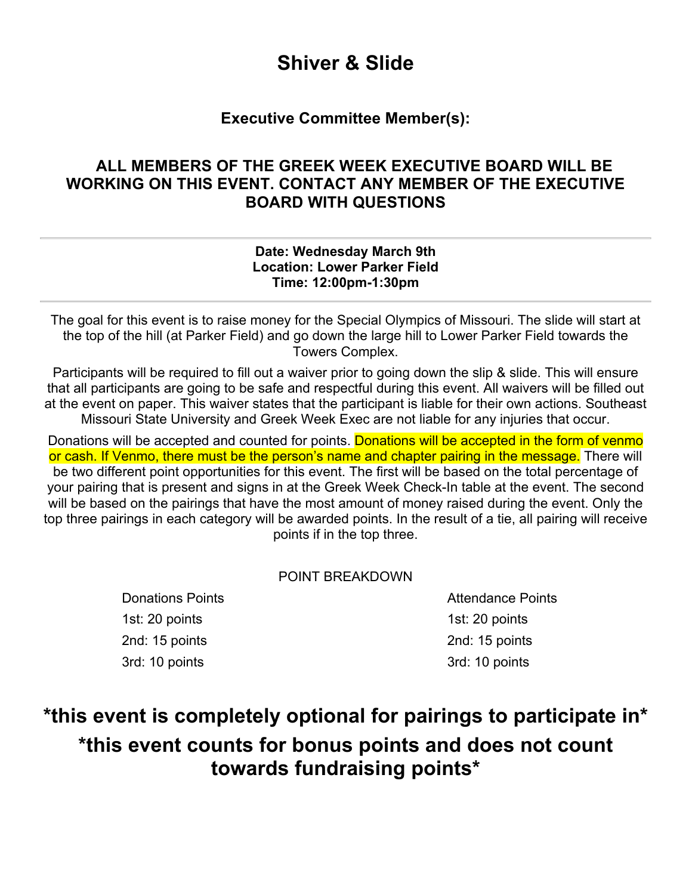# Shiver & Slide

### Executive Committee Member(s):

### ALL MEMBERS OF THE GREEK WEEK EXECUTIVE BOARD WILL BE WORKING ON THIS EVENT. CONTACT ANY MEMBER OF THE EXECUTIVE BOARD WITH QUESTIONS

---

**Date: Wednesday March 9th**
**Location: Lower Parker Field**
**Time: 12:00pm-1:30pm**

---

The goal for this event is to raise money for the Special Olympics of Missouri. The slide will start at the top of the hill (at Parker Field) and go down the large hill to Lower Parker Field towards the Towers Complex.

Participants will be required to fill out a waiver prior to going down the slip & slide. This will ensure that all participants are going to be safe and respectful during this event. All waivers will be filled out at the event on paper. This waiver states that the participant is liable for their own actions. Southeast Missouri State University and Greek Week Exec are not liable for any injuries that occur.

Donations will be accepted and counted for points. Donations will be accepted in the form of venmo or cash. If Venmo, there must be the person's name and chapter pairing in the message. There will be two different point opportunities for this event. The first will be based on the total percentage of your pairing that is present and signs in at the Greek Week Check-In table at the event. The second will be based on the pairings that have the most amount of money raised during the event. Only the top three pairings in each category will be awarded points. In the result of a tie, all pairing will receive points if in the top three.

POINT BREAKDOWN

| Donations Points | Attendance Points |
|---|---|
| 1st: 20 points | 1st: 20 points |
| 2nd: 15 points | 2nd: 15 points |
| 3rd: 10 points | 3rd: 10 points |

## *this event is completely optional for pairings to participate in*

## *this event counts for bonus points and does not count towards fundraising points*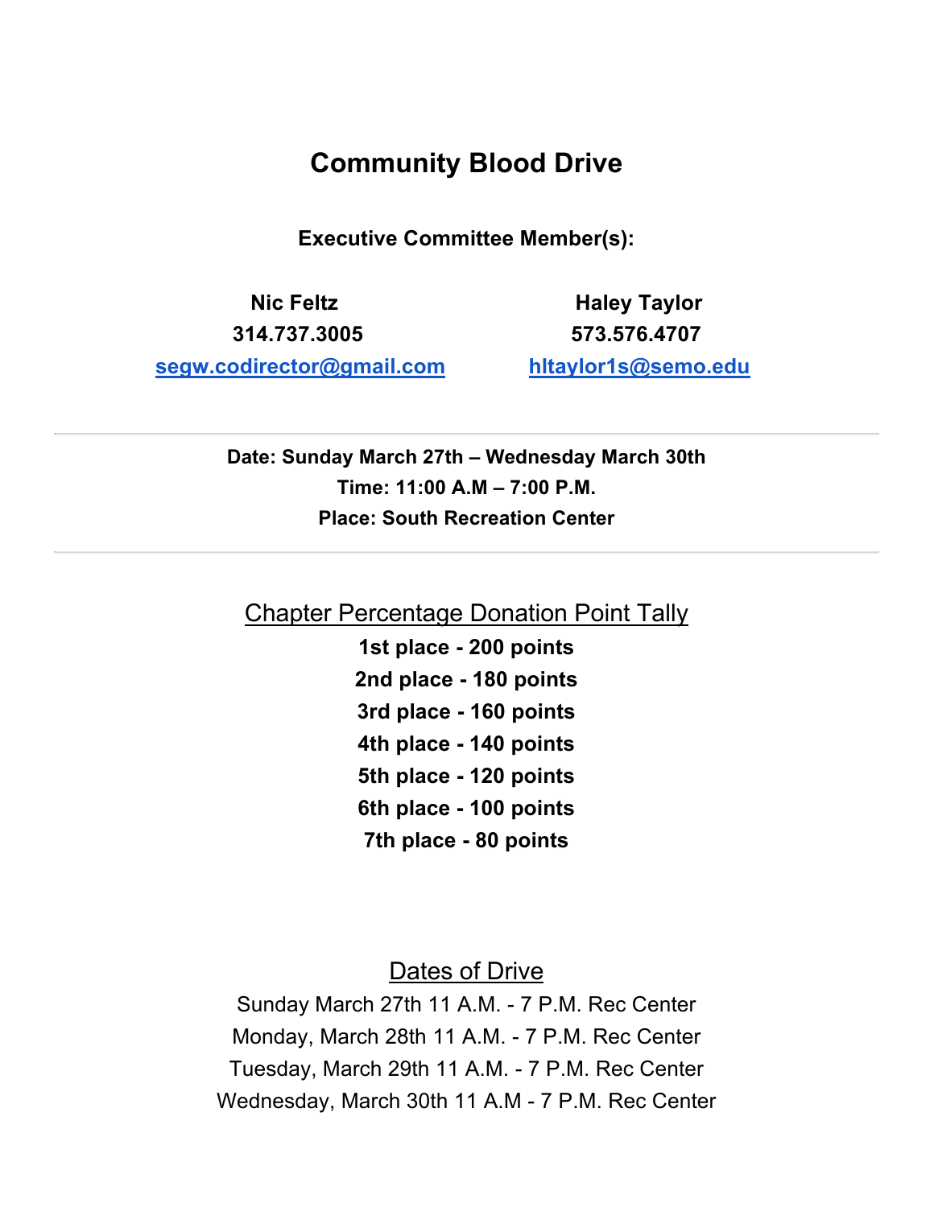# Community Blood Drive

**Executive Committee Member(s):**

**Nic Feltz**
**314.737.3005**
**segw.codirector@gmail.com**

**Haley Taylor**
**573.576.4707**
**hltaylor1s@semo.edu**

---

**Date: Sunday March 27th – Wednesday March 30th**
**Time: 11:00 A.M – 7:00 P.M.**
**Place: South Recreation Center**

---

## Chapter Percentage Donation Point Tally

**1st place - 200 points**
**2nd place - 180 points**
**3rd place - 160 points**
**4th place - 140 points**
**5th place - 120 points**
**6th place - 100 points**
**7th place - 80 points**

## Dates of Drive

Sunday March 27th 11 A.M. - 7 P.M. Rec Center
Monday, March 28th 11 A.M. - 7 P.M. Rec Center
Tuesday, March 29th 11 A.M. - 7 P.M. Rec Center
Wednesday, March 30th 11 A.M - 7 P.M. Rec Center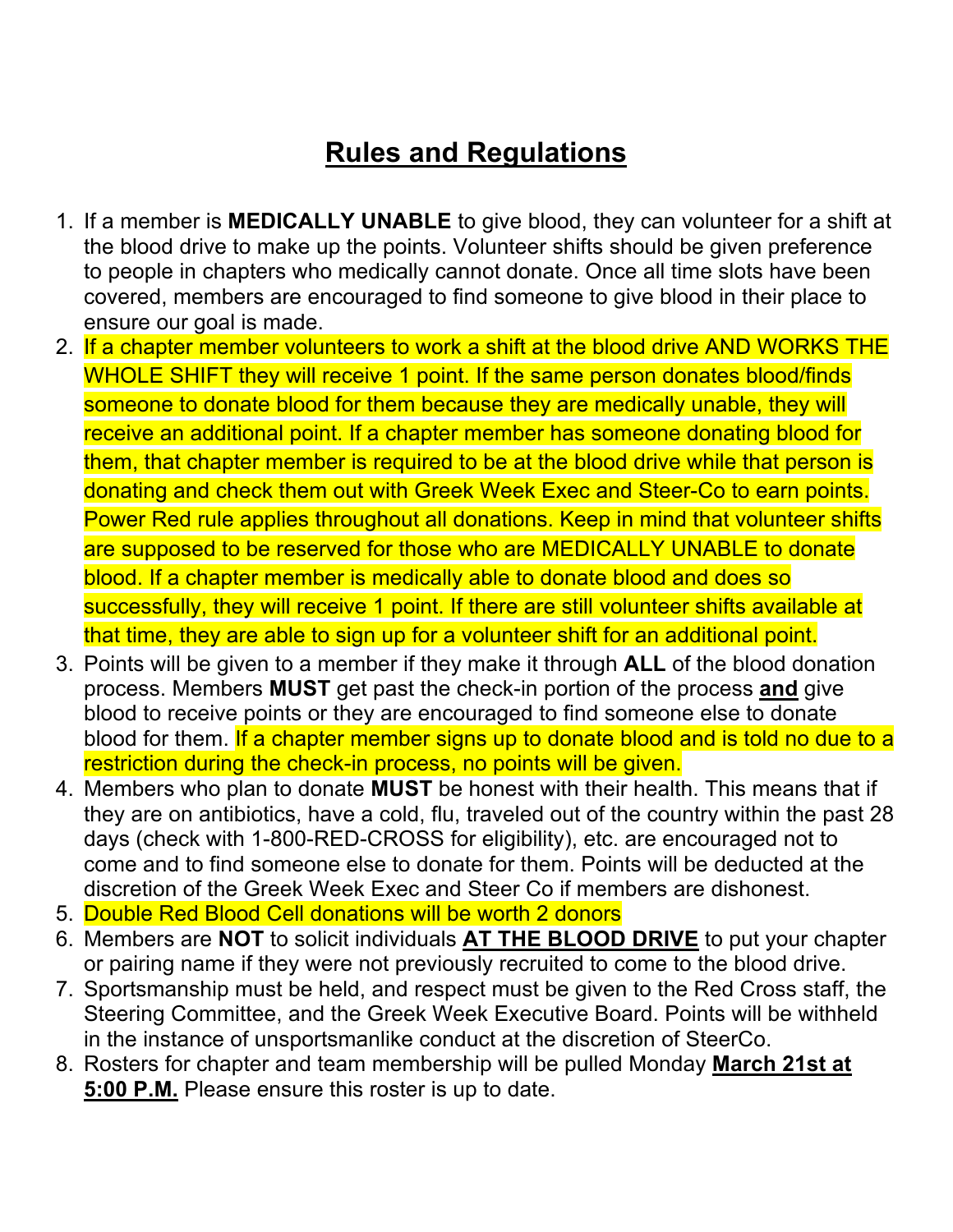# Rules and Regulations

1. If a member is **MEDICALLY UNABLE** to give blood, they can volunteer for a shift at the blood drive to make up the points. Volunteer shifts should be given preference to people in chapters who medically cannot donate. Once all time slots have been covered, members are encouraged to find someone to give blood in their place to ensure our goal is made.
2. If a chapter member volunteers to work a shift at the blood drive AND WORKS THE WHOLE SHIFT they will receive 1 point. If the same person donates blood/finds someone to donate blood for them because they are medically unable, they will receive an additional point. If a chapter member has someone donating blood for them, that chapter member is required to be at the blood drive while that person is donating and check them out with Greek Week Exec and Steer-Co to earn points. Power Red rule applies throughout all donations. Keep in mind that volunteer shifts are supposed to be reserved for those who are MEDICALLY UNABLE to donate blood. If a chapter member is medically able to donate blood and does so successfully, they will receive 1 point. If there are still volunteer shifts available at that time, they are able to sign up for a volunteer shift for an additional point.
3. Points will be given to a member if they make it through **ALL** of the blood donation process. Members **MUST** get past the check-in portion of the process **<u>and</u>** give blood to receive points or they are encouraged to find someone else to donate blood for them. If a chapter member signs up to donate blood and is told no due to a restriction during the check-in process, no points will be given.
4. Members who plan to donate **MUST** be honest with their health. This means that if they are on antibiotics, have a cold, flu, traveled out of the country within the past 28 days (check with 1-800-RED-CROSS for eligibility), etc. are encouraged not to come and to find someone else to donate for them. Points will be deducted at the discretion of the Greek Week Exec and Steer Co if members are dishonest.
5. Double Red Blood Cell donations will be worth 2 donors
6. Members are **NOT** to solicit individuals **<u>AT THE BLOOD DRIVE</u>** to put your chapter or pairing name if they were not previously recruited to come to the blood drive.
7. Sportsmanship must be held, and respect must be given to the Red Cross staff, the Steering Committee, and the Greek Week Executive Board. Points will be withheld in the instance of unsportsmanlike conduct at the discretion of SteerCo.
8. Rosters for chapter and team membership will be pulled Monday **<u>March 21st at 5:00 P.M.</u>** Please ensure this roster is up to date.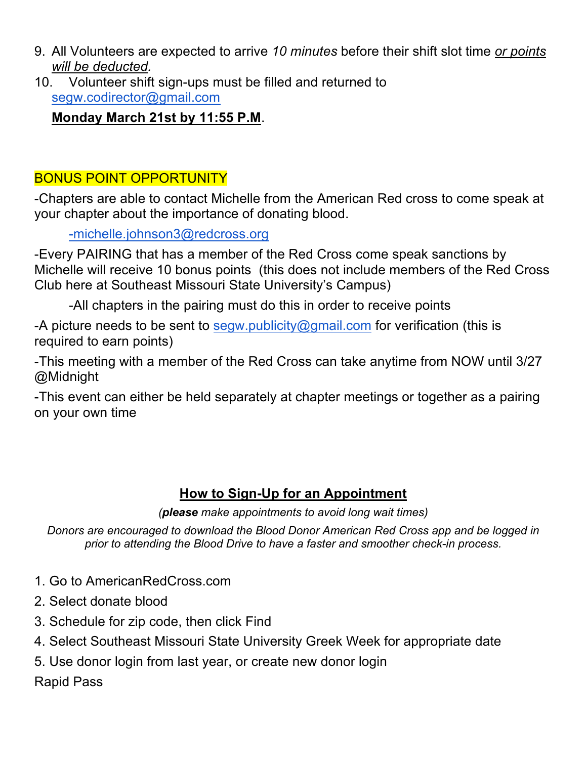9. All Volunteers are expected to arrive *10 minutes* before their shift slot time *<u>or points will be deducted</u>*.
10. Volunteer shift sign-ups must be filled and returned to segw.codirector@gmail.com

    **<u>Monday March 21st by 11:55 P.M</u>**.

BONUS POINT OPPORTUNITY

-Chapters are able to contact Michelle from the American Red cross to come speak at your chapter about the importance of donating blood.

   -michelle.johnson3@redcross.org

-Every PAIRING that has a member of the Red Cross come speak sanctions by Michelle will receive 10 bonus points (this does not include members of the Red Cross Club here at Southeast Missouri State University's Campus)

   -All chapters in the pairing must do this in order to receive points

-A picture needs to be sent to segw.publicity@gmail.com for verification (this is required to earn points)

-This meeting with a member of the Red Cross can take anytime from NOW until 3/27 @Midnight

-This event can either be held separately at chapter meetings or together as a pairing on your own time

## <u>How to Sign-Up for an Appointment</u>

*(**please** make appointments to avoid long wait times)*

*Donors are encouraged to download the Blood Donor American Red Cross app and be logged in prior to attending the Blood Drive to have a faster and smoother check-in process.*

1. Go to AmericanRedCross.com
2. Select donate blood
3. Schedule for zip code, then click Find
4. Select Southeast Missouri State University Greek Week for appropriate date
5. Use donor login from last year, or create new donor login

Rapid Pass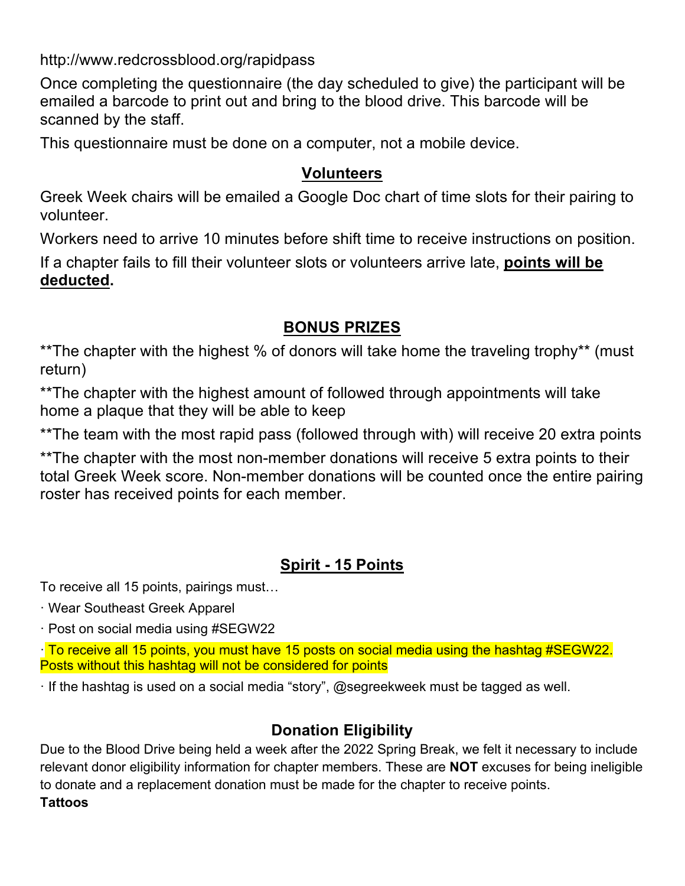http://www.redcrossblood.org/rapidpass

Once completing the questionnaire (the day scheduled to give) the participant will be emailed a barcode to print out and bring to the blood drive. This barcode will be scanned by the staff.

This questionnaire must be done on a computer, not a mobile device.

## Volunteers

Greek Week chairs will be emailed a Google Doc chart of time slots for their pairing to volunteer.

Workers need to arrive 10 minutes before shift time to receive instructions on position.

If a chapter fails to fill their volunteer slots or volunteers arrive late, **points will be deducted.**

## BONUS PRIZES

**The chapter with the highest % of donors will take home the traveling trophy** (must return)

**The chapter with the highest amount of followed through appointments will take home a plaque that they will be able to keep

**The team with the most rapid pass (followed through with) will receive 20 extra points

**The chapter with the most non-member donations will receive 5 extra points to their total Greek Week score. Non-member donations will be counted once the entire pairing roster has received points for each member.

## Spirit - 15 Points

To receive all 15 points, pairings must…

· Wear Southeast Greek Apparel

· Post on social media using #SEGW22

· To receive all 15 points, you must have 15 posts on social media using the hashtag #SEGW22. Posts without this hashtag will not be considered for points

· If the hashtag is used on a social media "story", @segreekweek must be tagged as well.

## Donation Eligibility

Due to the Blood Drive being held a week after the 2022 Spring Break, we felt it necessary to include relevant donor eligibility information for chapter members. These are **NOT** excuses for being ineligible to donate and a replacement donation must be made for the chapter to receive points.

**Tattoos**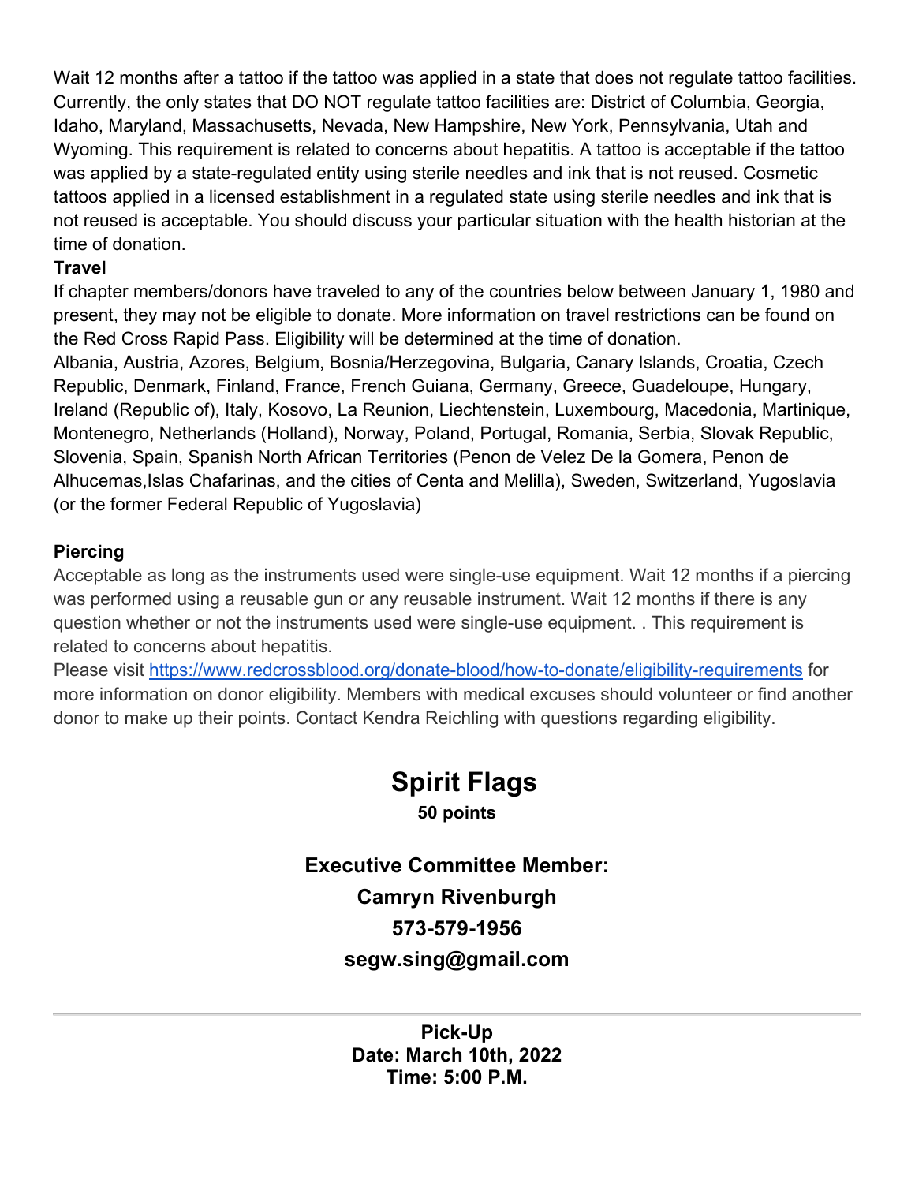Wait 12 months after a tattoo if the tattoo was applied in a state that does not regulate tattoo facilities. Currently, the only states that DO NOT regulate tattoo facilities are: District of Columbia, Georgia, Idaho, Maryland, Massachusetts, Nevada, New Hampshire, New York, Pennsylvania, Utah and Wyoming. This requirement is related to concerns about hepatitis. A tattoo is acceptable if the tattoo was applied by a state-regulated entity using sterile needles and ink that is not reused. Cosmetic tattoos applied in a licensed establishment in a regulated state using sterile needles and ink that is not reused is acceptable. You should discuss your particular situation with the health historian at the time of donation.

**Travel**

If chapter members/donors have traveled to any of the countries below between January 1, 1980 and present, they may not be eligible to donate. More information on travel restrictions can be found on the Red Cross Rapid Pass. Eligibility will be determined at the time of donation.

Albania, Austria, Azores, Belgium, Bosnia/Herzegovina, Bulgaria, Canary Islands, Croatia, Czech Republic, Denmark, Finland, France, French Guiana, Germany, Greece, Guadeloupe, Hungary, Ireland (Republic of), Italy, Kosovo, La Reunion, Liechtenstein, Luxembourg, Macedonia, Martinique, Montenegro, Netherlands (Holland), Norway, Poland, Portugal, Romania, Serbia, Slovak Republic, Slovenia, Spain, Spanish North African Territories (Penon de Velez De la Gomera, Penon de Alhucemas,Islas Chafarinas, and the cities of Centa and Melilla), Sweden, Switzerland, Yugoslavia (or the former Federal Republic of Yugoslavia)

**Piercing**

Acceptable as long as the instruments used were single-use equipment. Wait 12 months if a piercing was performed using a reusable gun or any reusable instrument. Wait 12 months if there is any question whether or not the instruments used were single-use equipment. . This requirement is related to concerns about hepatitis.

Please visit https://www.redcrossblood.org/donate-blood/how-to-donate/eligibility-requirements for more information on donor eligibility. Members with medical excuses should volunteer or find another donor to make up their points. Contact Kendra Reichling with questions regarding eligibility.

# Spirit Flags

**50 points**

**Executive Committee Member:**

**Camryn Rivenburgh**

**573-579-1956**

**segw.sing@gmail.com**

---

**Pick-Up**
**Date: March 10th, 2022**
**Time: 5:00 P.M.**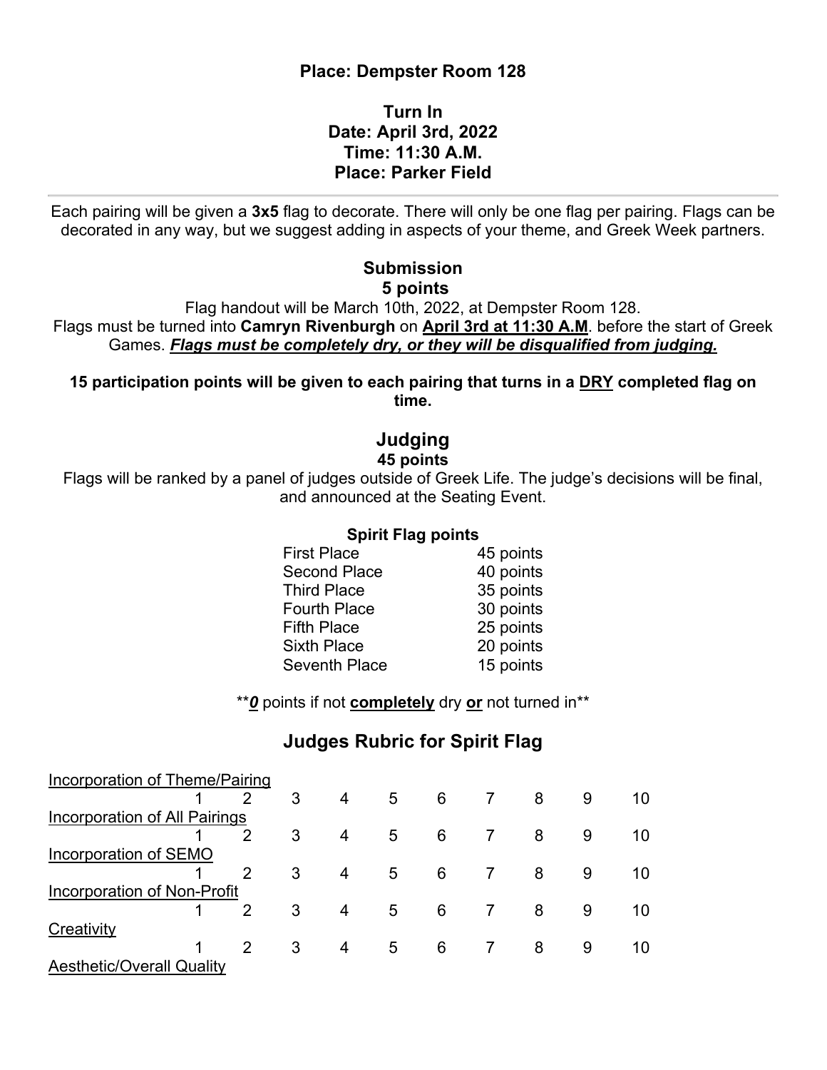**Place: Dempster Room 128**

**Turn In**
**Date: April 3rd, 2022**
**Time: 11:30 A.M.**
**Place: Parker Field**

---

Each pairing will be given a **3x5** flag to decorate. There will only be one flag per pairing. Flags can be decorated in any way, but we suggest adding in aspects of your theme, and Greek Week partners.

### Submission
**5 points**

Flag handout will be March 10th, 2022, at Dempster Room 128.
Flags must be turned into **Camryn Rivenburgh** on **<u>April 3rd at 11:30 A.M</u>**. before the start of Greek Games. ***<u>Flags must be completely dry, or they will be disqualified from judging.</u>***

**15 participation points will be given to each pairing that turns in a <u>DRY</u> completed flag on time.**

## Judging
**45 points**

Flags will be ranked by a panel of judges outside of Greek Life. The judge's decisions will be final, and announced at the Seating Event.

**Spirit Flag points**

| Place | Points |
|---|---|
| First Place | 45 points |
| Second Place | 40 points |
| Third Place | 35 points |
| Fourth Place | 30 points |
| Fifth Place | 25 points |
| Sixth Place | 20 points |
| Seventh Place | 15 points |

\*\****<u>0</u>*** points if not **<u>completely</u>** dry **<u>or</u>** not turned in\*\*

## Judges Rubric for Spirit Flag

<u>Incorporation of Theme/Pairing</u>

1 2 3 4 5 6 7 8 9 10

<u>Incorporation of All Pairings</u>

1 2 3 4 5 6 7 8 9 10

<u>Incorporation of SEMO</u>

1 2 3 4 5 6 7 8 9 10

<u>Incorporation of Non-Profit</u>

1 2 3 4 5 6 7 8 9 10

<u>Creativity</u>

1 2 3 4 5 6 7 8 9 10

<u>Aesthetic/Overall Quality</u>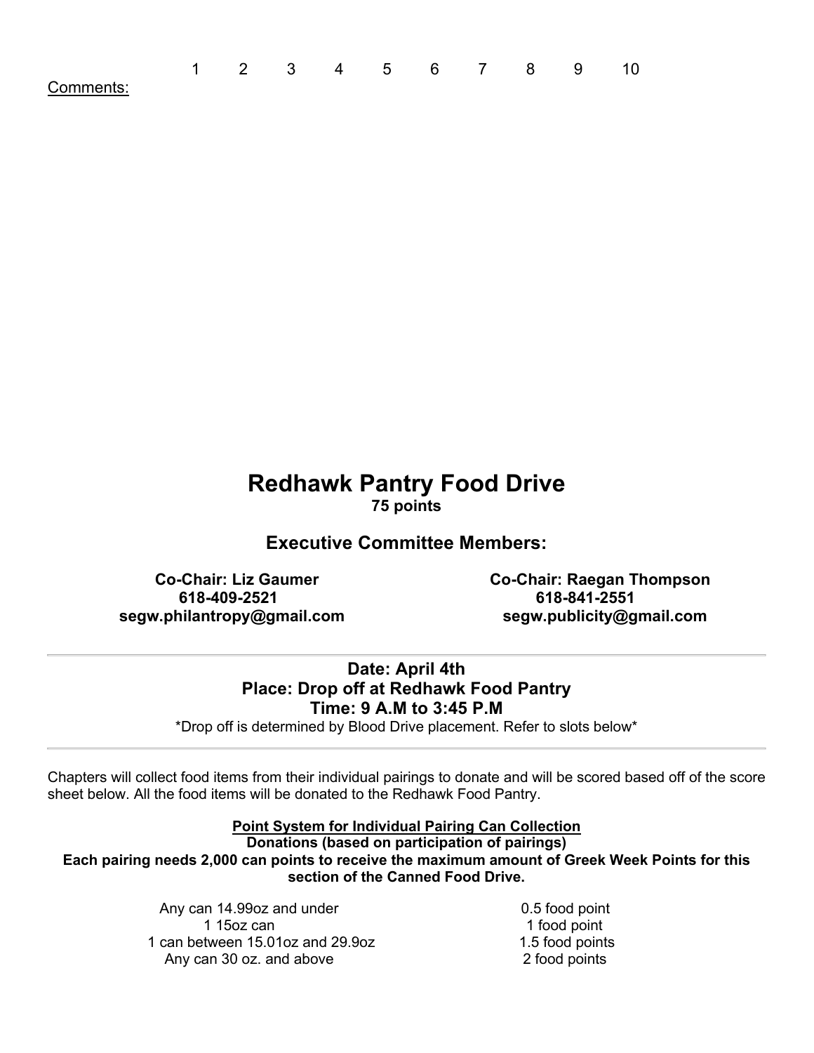1 2 3 4 5 6 7 8 9 10

Comments:

# Redhawk Pantry Food Drive

**75 points**

## Executive Committee Members:

**Co-Chair: Liz Gaumer**
**618-409-2521**
**segw.philantropy@gmail.com**

**Co-Chair: Raegan Thompson**
**618-841-2551**
**segw.publicity@gmail.com**

---

**Date: April 4th**
**Place: Drop off at Redhawk Food Pantry**
**Time: 9 A.M to 3:45 P.M**

*Drop off is determined by Blood Drive placement. Refer to slots below*

---

Chapters will collect food items from their individual pairings to donate and will be scored based off of the score sheet below. All the food items will be donated to the Redhawk Food Pantry.

**Point System for Individual Pairing Can Collection**

**Donations (based on participation of pairings)**

**Each pairing needs 2,000 can points to receive the maximum amount of Greek Week Points for this section of the Canned Food Drive.**

| | |
|---|---|
| Any can 14.99oz and under | 0.5 food point |
| 1 15oz can | 1 food point |
| 1 can between 15.01oz and 29.9oz | 1.5 food points |
| Any can 30 oz. and above | 2 food points |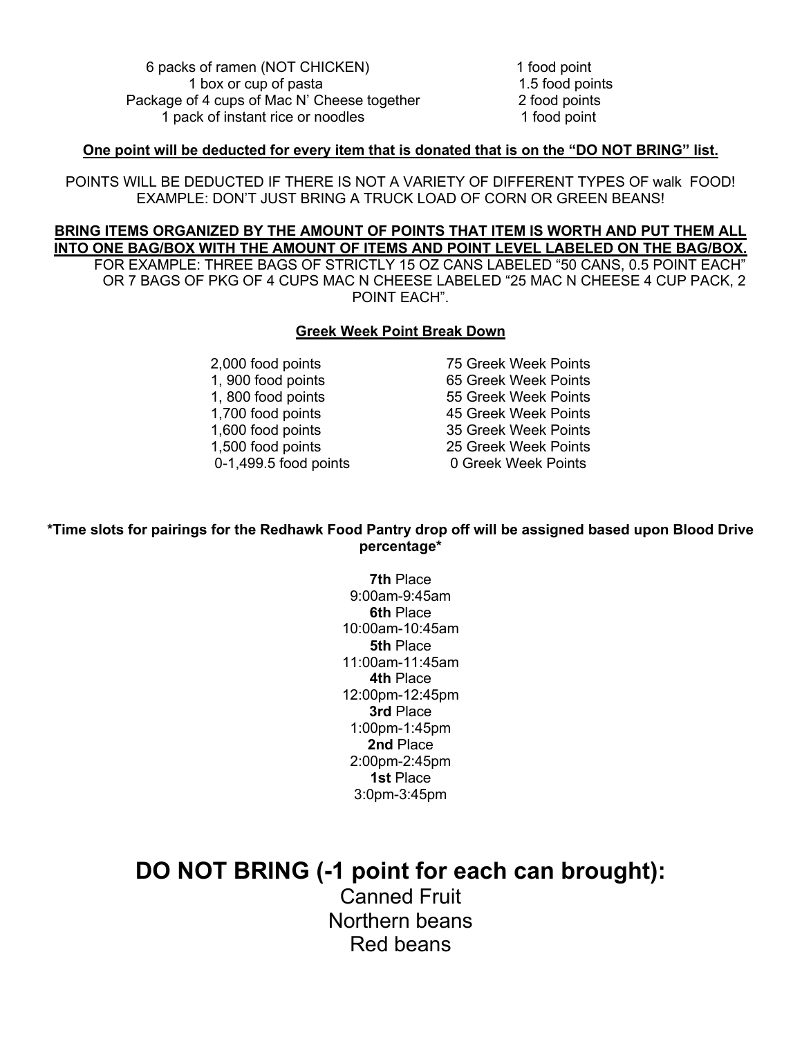| | |
|---|---|
| 6 packs of ramen (NOT CHICKEN) | 1 food point |
| 1 box or cup of pasta | 1.5 food points |
| Package of 4 cups of Mac N' Cheese together | 2 food points |
| 1 pack of instant rice or noodles | 1 food point |

**One point will be deducted for every item that is donated that is on the "DO NOT BRING" list.**

POINTS WILL BE DEDUCTED IF THERE IS NOT A VARIETY OF DIFFERENT TYPES OF walk FOOD! EXAMPLE: DON'T JUST BRING A TRUCK LOAD OF CORN OR GREEN BEANS!

**BRING ITEMS ORGANIZED BY THE AMOUNT OF POINTS THAT ITEM IS WORTH AND PUT THEM ALL INTO ONE BAG/BOX WITH THE AMOUNT OF ITEMS AND POINT LEVEL LABELED ON THE BAG/BOX.**
FOR EXAMPLE: THREE BAGS OF STRICTLY 15 OZ CANS LABELED "50 CANS, 0.5 POINT EACH" OR 7 BAGS OF PKG OF 4 CUPS MAC N CHEESE LABELED "25 MAC N CHEESE 4 CUP PACK, 2 POINT EACH".

**Greek Week Point Break Down**

| | |
|---|---|
| 2,000 food points | 75 Greek Week Points |
| 1, 900 food points | 65 Greek Week Points |
| 1, 800 food points | 55 Greek Week Points |
| 1,700 food points | 45 Greek Week Points |
| 1,600 food points | 35 Greek Week Points |
| 1,500 food points | 25 Greek Week Points |
| 0-1,499.5 food points | 0 Greek Week Points |

***Time slots for pairings for the Redhawk Food Pantry drop off will be assigned based upon Blood Drive percentage***

**7th** Place
9:00am-9:45am
**6th** Place
10:00am-10:45am
**5th** Place
11:00am-11:45am
**4th** Place
12:00pm-12:45pm
**3rd** Place
1:00pm-1:45pm
**2nd** Place
2:00pm-2:45pm
**1st** Place
3:0pm-3:45pm

# DO NOT BRING (-1 point for each can brought):

Canned Fruit
Northern beans
Red beans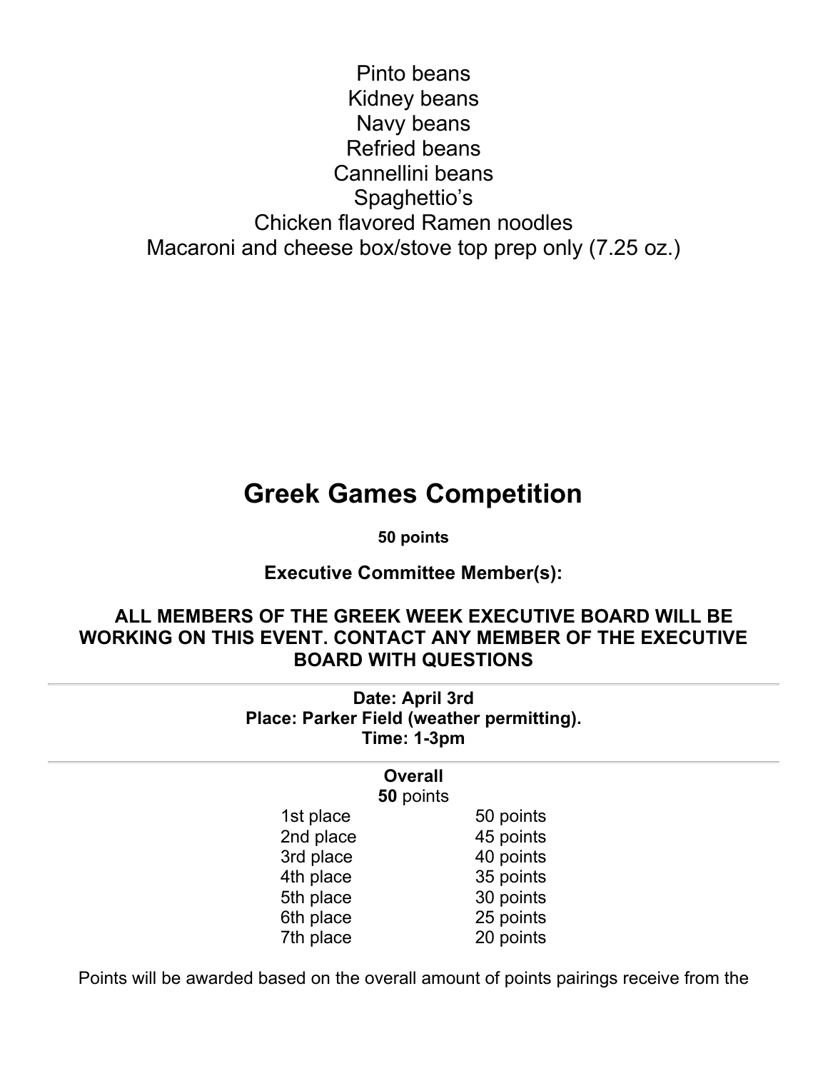Pinto beans
Kidney beans
Navy beans
Refried beans
Cannellini beans
Spaghettio's
Chicken flavored Ramen noodles
Macaroni and cheese box/stove top prep only (7.25 oz.)

# Greek Games Competition

**50 points**

**Executive Committee Member(s):**

**ALL MEMBERS OF THE GREEK WEEK EXECUTIVE BOARD WILL BE WORKING ON THIS EVENT. CONTACT ANY MEMBER OF THE EXECUTIVE BOARD WITH QUESTIONS**

---

**Date: April 3rd**
**Place: Parker Field (weather permitting).**
**Time: 1-3pm**

---

**Overall**
**50** points

| Place | Points |
|---|---|
| 1st place | 50 points |
| 2nd place | 45 points |
| 3rd place | 40 points |
| 4th place | 35 points |
| 5th place | 30 points |
| 6th place | 25 points |
| 7th place | 20 points |

Points will be awarded based on the overall amount of points pairings receive from the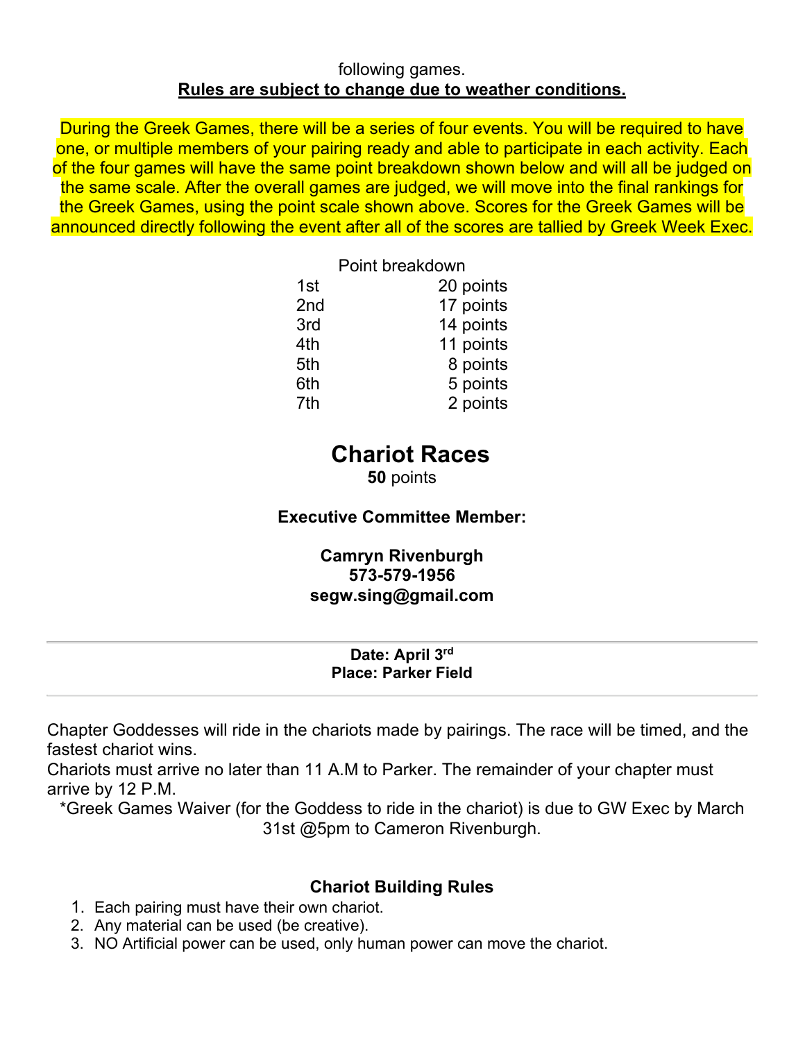following games.

**Rules are subject to change due to weather conditions.**

During the Greek Games, there will be a series of four events. You will be required to have one, or multiple members of your pairing ready and able to participate in each activity. Each of the four games will have the same point breakdown shown below and will all be judged on the same scale. After the overall games are judged, we will move into the final rankings for the Greek Games, using the point scale shown above. Scores for the Greek Games will be announced directly following the event after all of the scores are tallied by Greek Week Exec.

Point breakdown

| | |
|---|---|
| 1st | 20 points |
| 2nd | 17 points |
| 3rd | 14 points |
| 4th | 11 points |
| 5th | 8 points |
| 6th | 5 points |
| 7th | 2 points |

# Chariot Races

**50** points

**Executive Committee Member:**

**Camryn Rivenburgh**
**573-579-1956**
**segw.sing@gmail.com**

**Date: April 3rd**
**Place: Parker Field**

Chapter Goddesses will ride in the chariots made by pairings. The race will be timed, and the fastest chariot wins.

Chariots must arrive no later than 11 A.M to Parker. The remainder of your chapter must arrive by 12 P.M.

*Greek Games Waiver (for the Goddess to ride in the chariot) is due to GW Exec by March 31st @5pm to Cameron Rivenburgh.

### Chariot Building Rules

1. Each pairing must have their own chariot.
2. Any material can be used (be creative).
3. NO Artificial power can be used, only human power can move the chariot.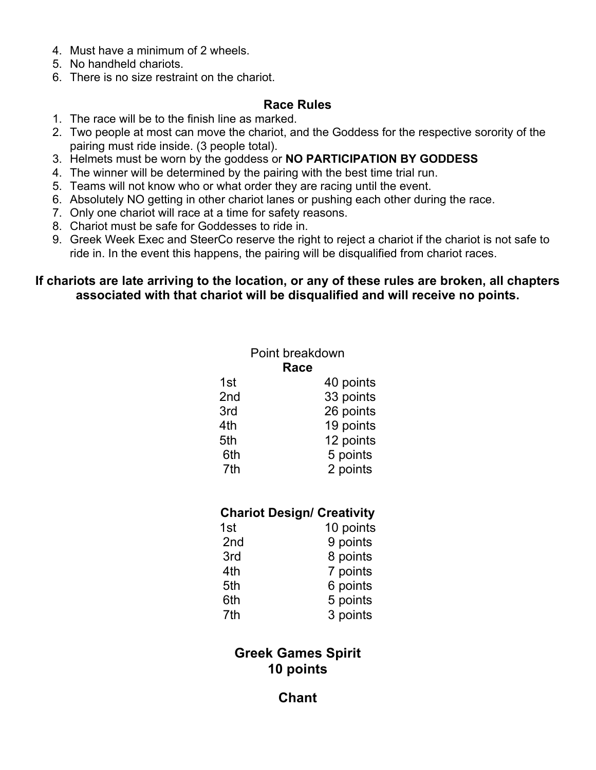4. Must have a minimum of 2 wheels.
5. No handheld chariots.
6. There is no size restraint on the chariot.

### Race Rules

1. The race will be to the finish line as marked.
2. Two people at most can move the chariot, and the Goddess for the respective sorority of the pairing must ride inside. (3 people total).
3. Helmets must be worn by the goddess or **NO PARTICIPATION BY GODDESS**
4. The winner will be determined by the pairing with the best time trial run.
5. Teams will not know who or what order they are racing until the event.
6. Absolutely NO getting in other chariot lanes or pushing each other during the race.
7. Only one chariot will race at a time for safety reasons.
8. Chariot must be safe for Goddesses to ride in.
9. Greek Week Exec and SteerCo reserve the right to reject a chariot if the chariot is not safe to ride in. In the event this happens, the pairing will be disqualified from chariot races.

**If chariots are late arriving to the location, or any of these rules are broken, all chapters associated with that chariot will be disqualified and will receive no points.**

Point breakdown

**Race**

| Place | Points |
|---|---|
| 1st | 40 points |
| 2nd | 33 points |
| 3rd | 26 points |
| 4th | 19 points |
| 5th | 12 points |
| 6th | 5 points |
| 7th | 2 points |

**Chariot Design/ Creativity**

| Place | Points |
|---|---|
| 1st | 10 points |
| 2nd | 9 points |
| 3rd | 8 points |
| 4th | 7 points |
| 5th | 6 points |
| 6th | 5 points |
| 7th | 3 points |

**Greek Games Spirit**
**10 points**

### Chant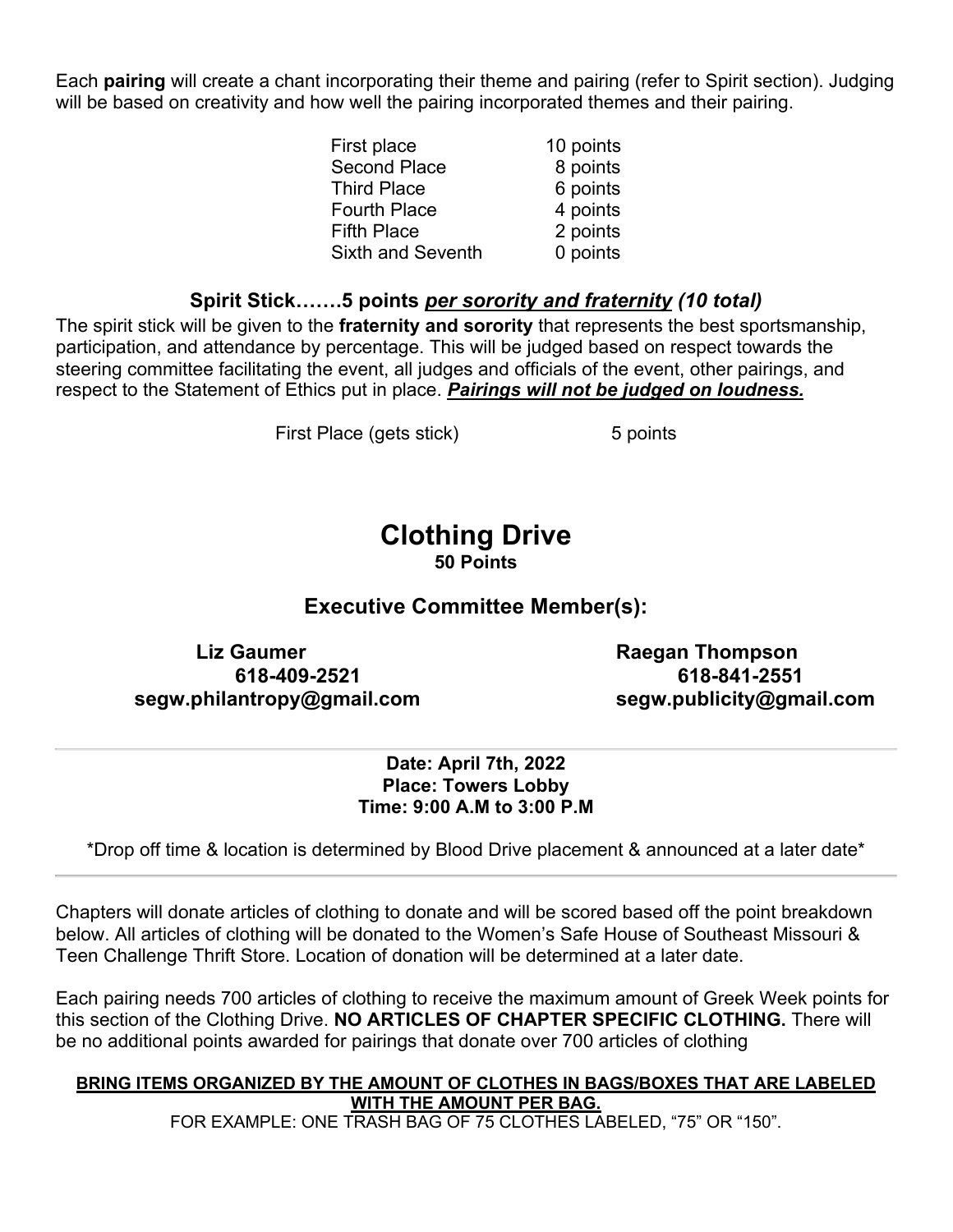Each **pairing** will create a chant incorporating their theme and pairing (refer to Spirit section). Judging will be based on creativity and how well the pairing incorporated themes and their pairing.

| | |
|---|---|
| First place | 10 points |
| Second Place | 8 points |
| Third Place | 6 points |
| Fourth Place | 4 points |
| Fifth Place | 2 points |
| Sixth and Seventh | 0 points |

### Spirit Stick…….5 points ***per sorority and fraternity*** ***(10 total)***

The spirit stick will be given to the **fraternity and sorority** that represents the best sportsmanship, participation, and attendance by percentage. This will be judged based on respect towards the steering committee facilitating the event, all judges and officials of the event, other pairings, and respect to the Statement of Ethics put in place. ***Pairings will not be judged on loudness.***

| | |
|---|---|
| First Place (gets stick) | 5 points |

## Clothing Drive

**50 Points**

### Executive Committee Member(s):

**Liz Gaumer**
**618-409-2521**
**segw.philantropy@gmail.com**

**Raegan Thompson**
**618-841-2551**
**segw.publicity@gmail.com**

---

**Date: April 7th, 2022**
**Place: Towers Lobby**
**Time: 9:00 A.M to 3:00 P.M**

*Drop off time & location is determined by Blood Drive placement & announced at a later date*

---

Chapters will donate articles of clothing to donate and will be scored based off the point breakdown below. All articles of clothing will be donated to the Women's Safe House of Southeast Missouri & Teen Challenge Thrift Store. Location of donation will be determined at a later date.

Each pairing needs 700 articles of clothing to receive the maximum amount of Greek Week points for this section of the Clothing Drive. **NO ARTICLES OF CHAPTER SPECIFIC CLOTHING.** There will be no additional points awarded for pairings that donate over 700 articles of clothing

**BRING ITEMS ORGANIZED BY THE AMOUNT OF CLOTHES IN BAGS/BOXES THAT ARE LABELED WITH THE AMOUNT PER BAG.**

FOR EXAMPLE: ONE TRASH BAG OF 75 CLOTHES LABELED, "75" OR "150".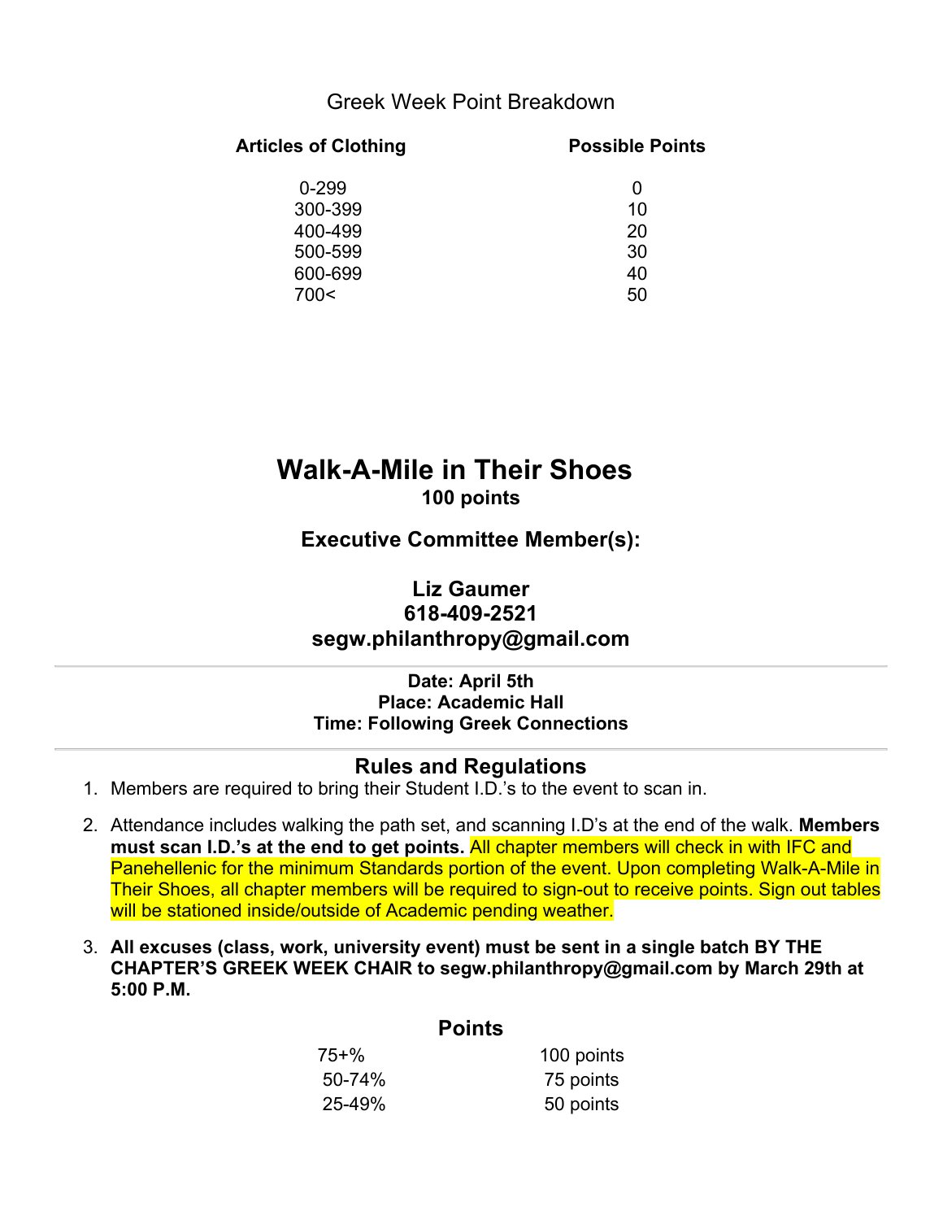Greek Week Point Breakdown

| Articles of Clothing | Possible Points |
| --- | --- |
| 0-299 | 0 |
| 300-399 | 10 |
| 400-499 | 20 |
| 500-599 | 30 |
| 600-699 | 40 |
| 700< | 50 |

# Walk-A-Mile in Their Shoes

**100 points**

**Executive Committee Member(s):**

**Liz Gaumer**
**618-409-2521**
**segw.philanthropy@gmail.com**

---

**Date: April 5th**
**Place: Academic Hall**
**Time: Following Greek Connections**

---

## Rules and Regulations

1. Members are required to bring their Student I.D.'s to the event to scan in.
2. Attendance includes walking the path set, and scanning I.D's at the end of the walk. **Members must scan I.D.'s at the end to get points.** All chapter members will check in with IFC and Panehellenic for the minimum Standards portion of the event. Upon completing Walk-A-Mile in Their Shoes, all chapter members will be required to sign-out to receive points. Sign out tables will be stationed inside/outside of Academic pending weather.
3. **All excuses (class, work, university event) must be sent in a single batch BY THE CHAPTER'S GREEK WEEK CHAIR to segw.philanthropy@gmail.com by March 29th at 5:00 P.M.**

## Points

| | |
| --- | --- |
| 75+% | 100 points |
| 50-74% | 75 points |
| 25-49% | 50 points |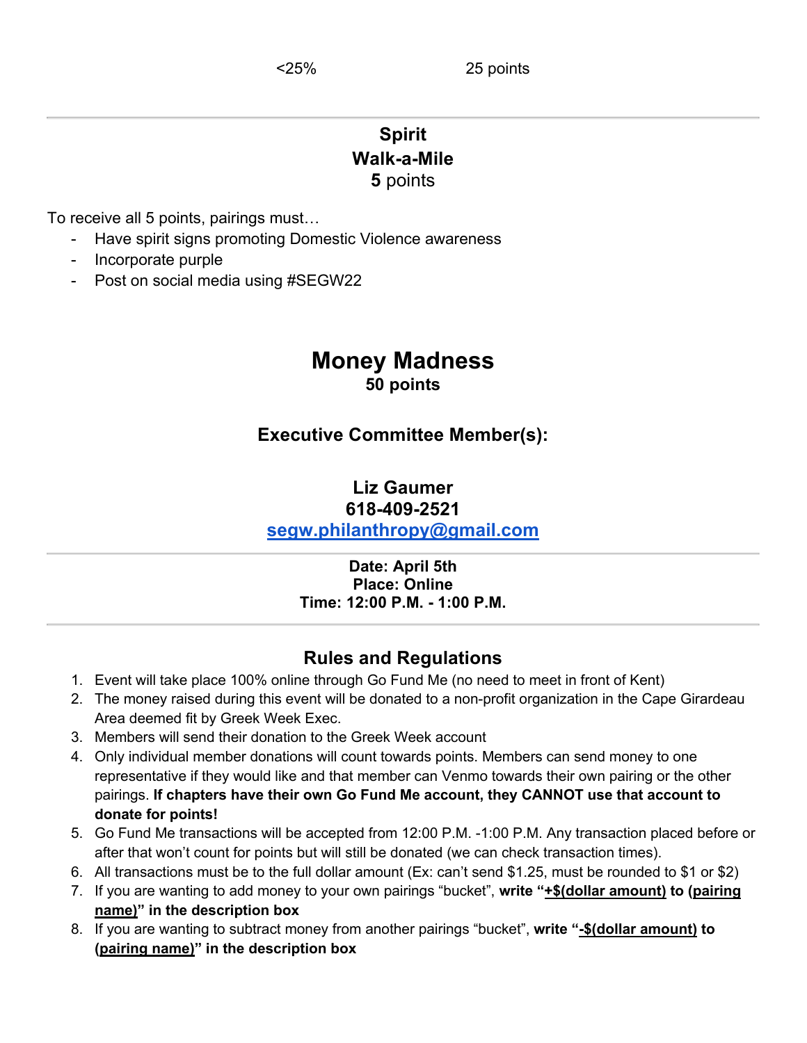| <25% | 25 points |
|---|---|

---

### Spirit
### Walk-a-Mile
### **5** points

To receive all 5 points, pairings must…

- Have spirit signs promoting Domestic Violence awareness
- Incorporate purple
- Post on social media using #SEGW22

# Money Madness
## 50 points

### Executive Committee Member(s):

**Liz Gaumer**
**618-409-2521**
**segw.philanthropy@gmail.com**

---

**Date: April 5th**
**Place: Online**
**Time: 12:00 P.M. - 1:00 P.M.**

---

### Rules and Regulations

1. Event will take place 100% online through Go Fund Me (no need to meet in front of Kent)
2. The money raised during this event will be donated to a non-profit organization in the Cape Girardeau Area deemed fit by Greek Week Exec.
3. Members will send their donation to the Greek Week account
4. Only individual member donations will count towards points. Members can send money to one representative if they would like and that member can Venmo towards their own pairing or the other pairings. **If chapters have their own Go Fund Me account, they CANNOT use that account to donate for points!**
5. Go Fund Me transactions will be accepted from 12:00 P.M. -1:00 P.M. Any transaction placed before or after that won't count for points but will still be donated (we can check transaction times).
6. All transactions must be to the full dollar amount (Ex: can't send $1.25, must be rounded to $1 or $2)
7. If you are wanting to add money to your own pairings "bucket", **write "+$(dollar amount) to (pairing name)" in the description box**
8. If you are wanting to subtract money from another pairings "bucket", **write "-$(dollar amount) to (pairing name)" in the description box**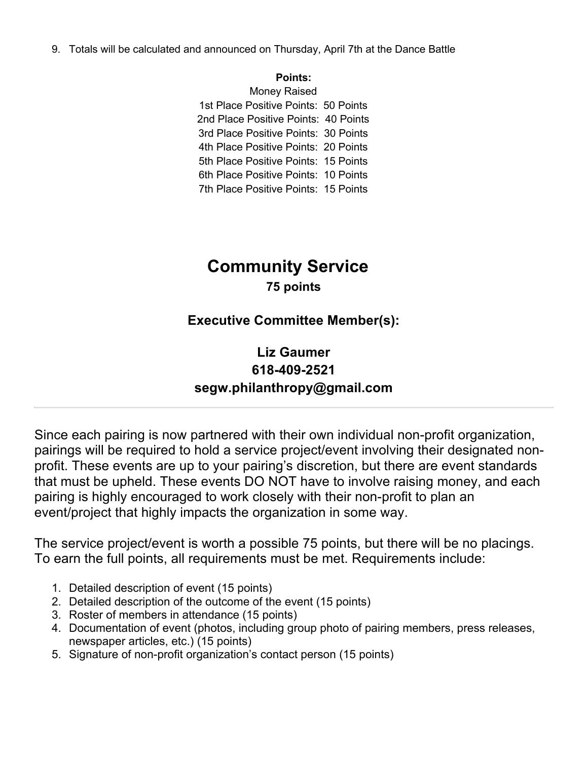9. Totals will be calculated and announced on Thursday, April 7th at the Dance Battle

**Points:**

Money Raised
1st Place Positive Points: 50 Points
2nd Place Positive Points: 40 Points
3rd Place Positive Points: 30 Points
4th Place Positive Points: 20 Points
5th Place Positive Points: 15 Points
6th Place Positive Points: 10 Points
7th Place Positive Points: 15 Points

# Community Service

**75 points**

### Executive Committee Member(s):

### Liz Gaumer
### 618-409-2521
### segw.philanthropy@gmail.com

---

Since each pairing is now partnered with their own individual non-profit organization, pairings will be required to hold a service project/event involving their designated non-profit. These events are up to your pairing's discretion, but there are event standards that must be upheld. These events DO NOT have to involve raising money, and each pairing is highly encouraged to work closely with their non-profit to plan an event/project that highly impacts the organization in some way.

The service project/event is worth a possible 75 points, but there will be no placings. To earn the full points, all requirements must be met. Requirements include:

1. Detailed description of event (15 points)
2. Detailed description of the outcome of the event (15 points)
3. Roster of members in attendance (15 points)
4. Documentation of event (photos, including group photo of pairing members, press releases, newspaper articles, etc.) (15 points)
5. Signature of non-profit organization's contact person (15 points)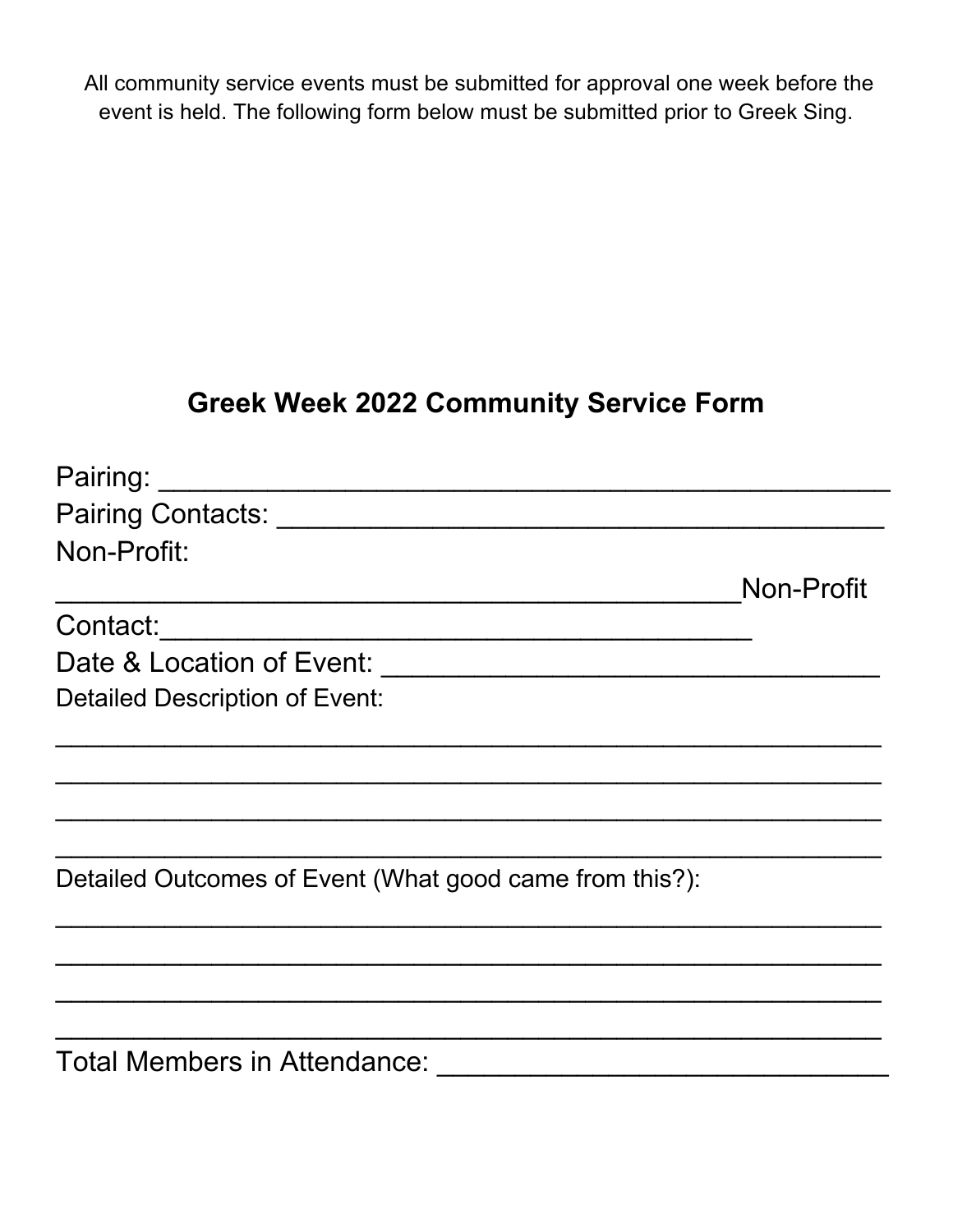All community service events must be submitted for approval one week before the event is held. The following form below must be submitted prior to Greek Sing.

## Greek Week 2022 Community Service Form

Pairing: ______________________________________________

Pairing Contacts: ______________________________________

Non-Profit:

_____________________________________________Non-Profit

Contact:_______________________________________

Date & Location of Event: ________________________________

Detailed Description of Event:

______________________________________________________

______________________________________________________

______________________________________________________

______________________________________________________

Detailed Outcomes of Event (What good came from this?):

______________________________________________________

______________________________________________________

______________________________________________________

______________________________________________________

Total Members in Attendance: ____________________________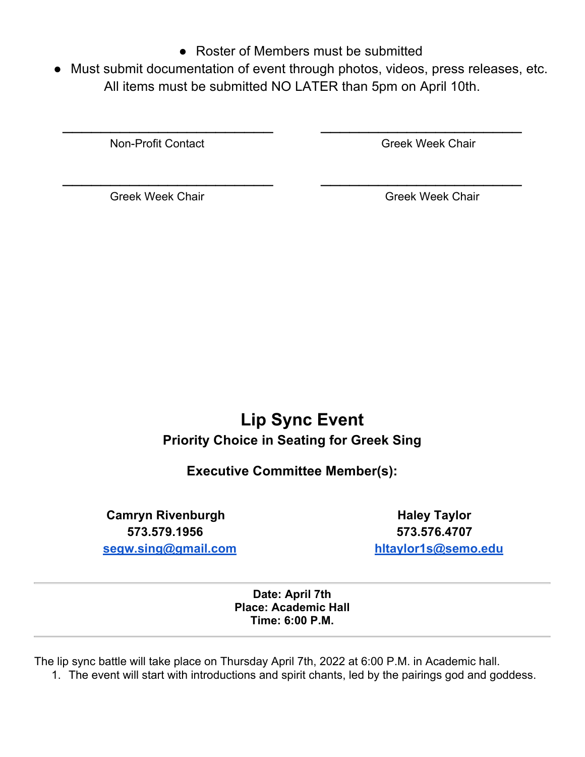- Roster of Members must be submitted
- Must submit documentation of event through photos, videos, press releases, etc.

All items must be submitted NO LATER than 5pm on April 10th.

\_\_\_\_\_\_\_\_\_\_\_\_\_\_\_\_\_\_\_\_\_\_\_\_\_\_\_\_\_\_ Non-Profit Contact

\_\_\_\_\_\_\_\_\_\_\_\_\_\_\_\_\_\_\_\_\_\_\_\_\_\_\_\_\_\_ Greek Week Chair

\_\_\_\_\_\_\_\_\_\_\_\_\_\_\_\_\_\_\_\_\_\_\_\_\_\_\_\_\_\_ Greek Week Chair

\_\_\_\_\_\_\_\_\_\_\_\_\_\_\_\_\_\_\_\_\_\_\_\_\_\_\_\_\_\_ Greek Week Chair

## Lip Sync Event

### Priority Choice in Seating for Greek Sing

**Executive Committee Member(s):**

**Camryn Rivenburgh**
**573.579.1956**
**segw.sing@gmail.com**

**Haley Taylor**
**573.576.4707**
**hltaylor1s@semo.edu**

---

**Date: April 7th**
**Place: Academic Hall**
**Time: 6:00 P.M.**

---

The lip sync battle will take place on Thursday April 7th, 2022 at 6:00 P.M. in Academic hall.

1. The event will start with introductions and spirit chants, led by the pairings god and goddess.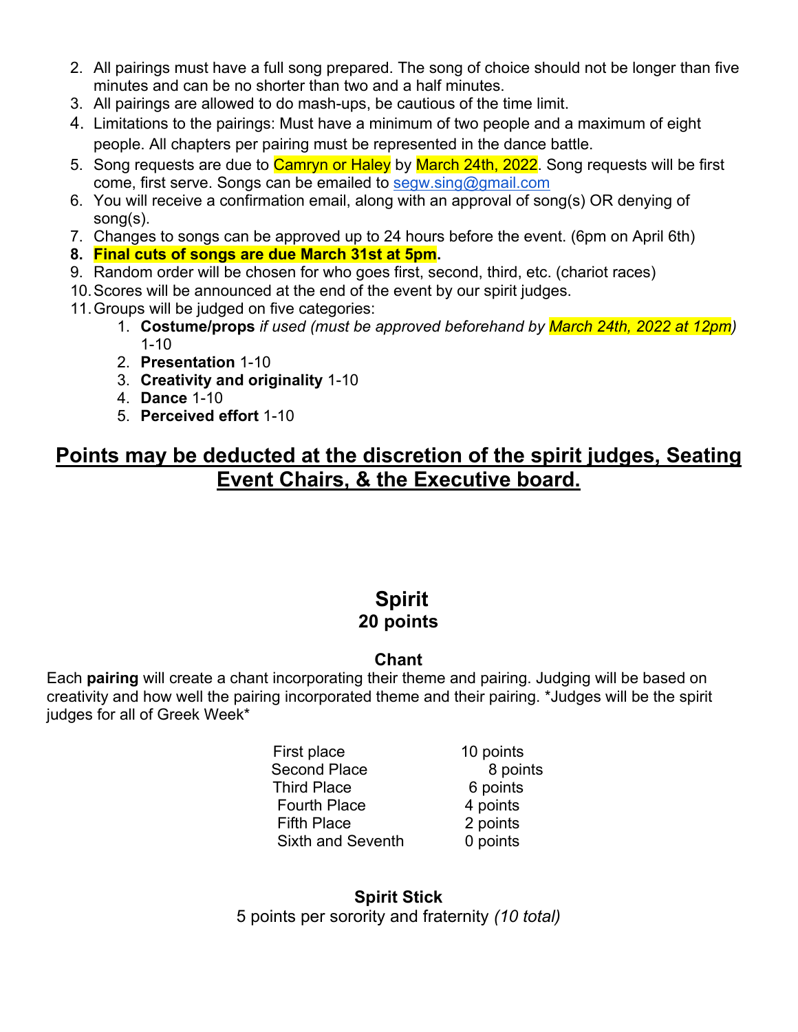2. All pairings must have a full song prepared. The song of choice should not be longer than five minutes and can be no shorter than two and a half minutes.
3. All pairings are allowed to do mash-ups, be cautious of the time limit.
4. Limitations to the pairings: Must have a minimum of two people and a maximum of eight people. All chapters per pairing must be represented in the dance battle.
5. Song requests are due to Camryn or Haley by March 24th, 2022. Song requests will be first come, first serve. Songs can be emailed to segw.sing@gmail.com
6. You will receive a confirmation email, along with an approval of song(s) OR denying of song(s).
7. Changes to songs can be approved up to 24 hours before the event. (6pm on April 6th)
8. **Final cuts of songs are due March 31st at 5pm.**
9. Random order will be chosen for who goes first, second, third, etc. (chariot races)
10. Scores will be announced at the end of the event by our spirit judges.
11. Groups will be judged on five categories:
    1. **Costume/props** *if used (must be approved beforehand by March 24th, 2022 at 12pm)* 1-10
    2. **Presentation** 1-10
    3. **Creativity and originality** 1-10
    4. **Dance** 1-10
    5. **Perceived effort** 1-10

## **Points may be deducted at the discretion of the spirit judges, Seating Event Chairs, & the Executive board.**

## Spirit
### 20 points

### Chant

Each **pairing** will create a chant incorporating their theme and pairing. Judging will be based on creativity and how well the pairing incorporated theme and their pairing. *Judges will be the spirit judges for all of Greek Week*

| | |
|---|---|
| First place | 10 points |
| Second Place | 8 points |
| Third Place | 6 points |
| Fourth Place | 4 points |
| Fifth Place | 2 points |
| Sixth and Seventh | 0 points |

### Spirit Stick

5 points per sorority and fraternity *(10 total)*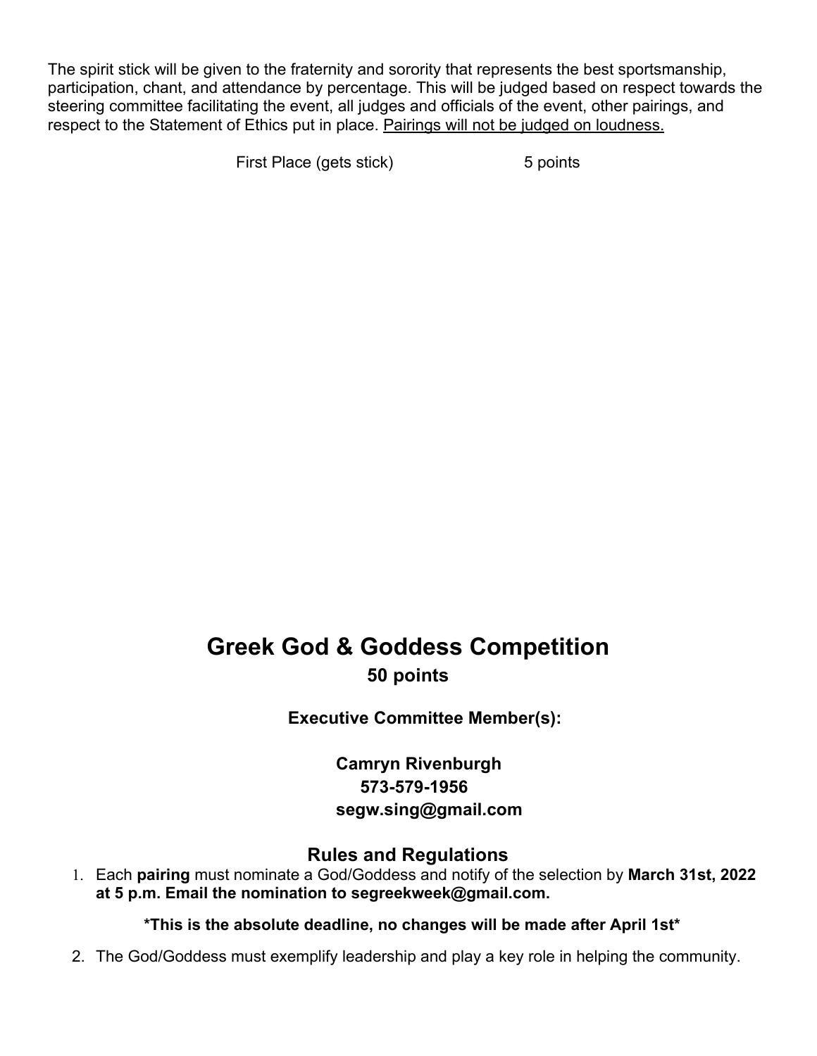The spirit stick will be given to the fraternity and sorority that represents the best sportsmanship, participation, chant, and attendance by percentage. This will be judged based on respect towards the steering committee facilitating the event, all judges and officials of the event, other pairings, and respect to the Statement of Ethics put in place. <u>Pairings will not be judged on loudness.</u>

| First Place (gets stick) | 5 points |
| --- | --- |

# Greek God & Goddess Competition

**50 points**

**Executive Committee Member(s):**

**Camryn Rivenburgh**
**573-579-1956**
**segw.sing@gmail.com**

## Rules and Regulations

1. Each **pairing** must nominate a God/Goddess and notify of the selection by **March 31st, 2022 at 5 p.m. Email the nomination to segreekweek@gmail.com.**

   ***This is the absolute deadline, no changes will be made after April 1st***

2. The God/Goddess must exemplify leadership and play a key role in helping the community.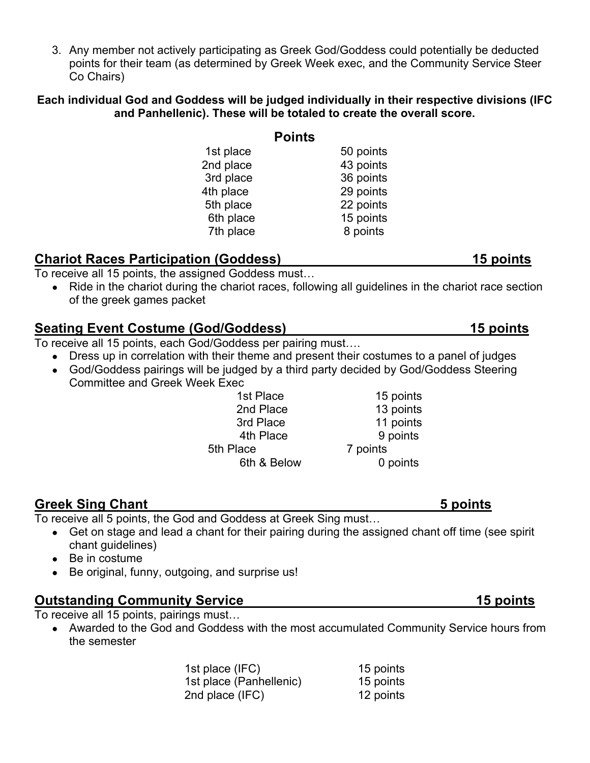3. Any member not actively participating as Greek God/Goddess could potentially be deducted points for their team (as determined by Greek Week exec, and the Community Service Steer Co Chairs)

**Each individual God and Goddess will be judged individually in their respective divisions (IFC and Panhellenic). These will be totaled to create the overall score.**

| Points | |
|---|---|
| 1st place | 50 points |
| 2nd place | 43 points |
| 3rd place | 36 points |
| 4th place | 29 points |
| 5th place | 22 points |
| 6th place | 15 points |
| 7th place | 8 points |

## Chariot Races Participation (Goddess) — 15 points

To receive all 15 points, the assigned Goddess must…

- Ride in the chariot during the chariot races, following all guidelines in the chariot race section of the greek games packet

## Seating Event Costume (God/Goddess) — 15 points

To receive all 15 points, each God/Goddess per pairing must….

- Dress up in correlation with their theme and present their costumes to a panel of judges
- God/Goddess pairings will be judged by a third party decided by God/Goddess Steering Committee and Greek Week Exec

| Place | Points |
|---|---|
| 1st Place | 15 points |
| 2nd Place | 13 points |
| 3rd Place | 11 points |
| 4th Place | 9 points |
| 5th Place | 7 points |
| 6th & Below | 0 points |

## Greek Sing Chant — 5 points

To receive all 5 points, the God and Goddess at Greek Sing must…

- Get on stage and lead a chant for their pairing during the assigned chant off time (see spirit chant guidelines)
- Be in costume
- Be original, funny, outgoing, and surprise us!

## Outstanding Community Service — 15 points

To receive all 15 points, pairings must…

- Awarded to the God and Goddess with the most accumulated Community Service hours from the semester

| Place | Points |
|---|---|
| 1st place (IFC) | 15 points |
| 1st place (Panhellenic) | 15 points |
| 2nd place (IFC) | 12 points |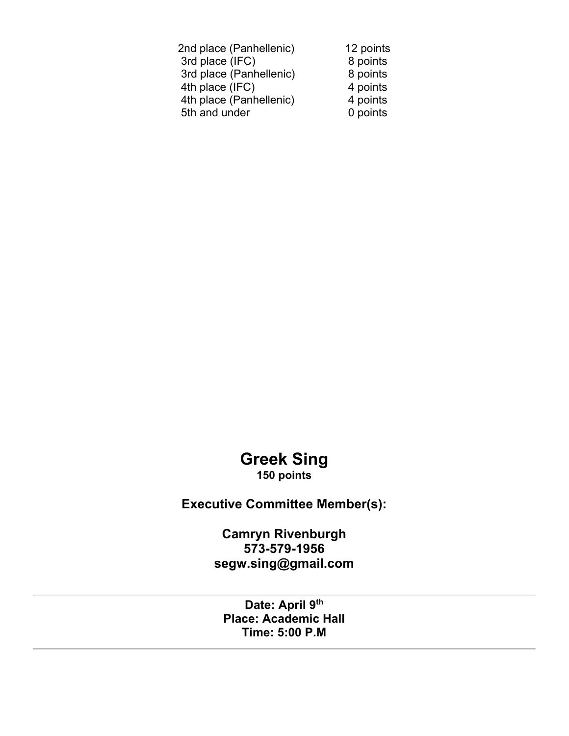| | |
|---|---|
| 2nd place (Panhellenic) | 12 points |
| 3rd place (IFC) | 8 points |
| 3rd place (Panhellenic) | 8 points |
| 4th place (IFC) | 4 points |
| 4th place (Panhellenic) | 4 points |
| 5th and under | 0 points |

# Greek Sing

**150 points**

**Executive Committee Member(s):**

**Camryn Rivenburgh**
**573-579-1956**
**segw.sing@gmail.com**

---

**Date: April 9th**
**Place: Academic Hall**
**Time: 5:00 P.M**

---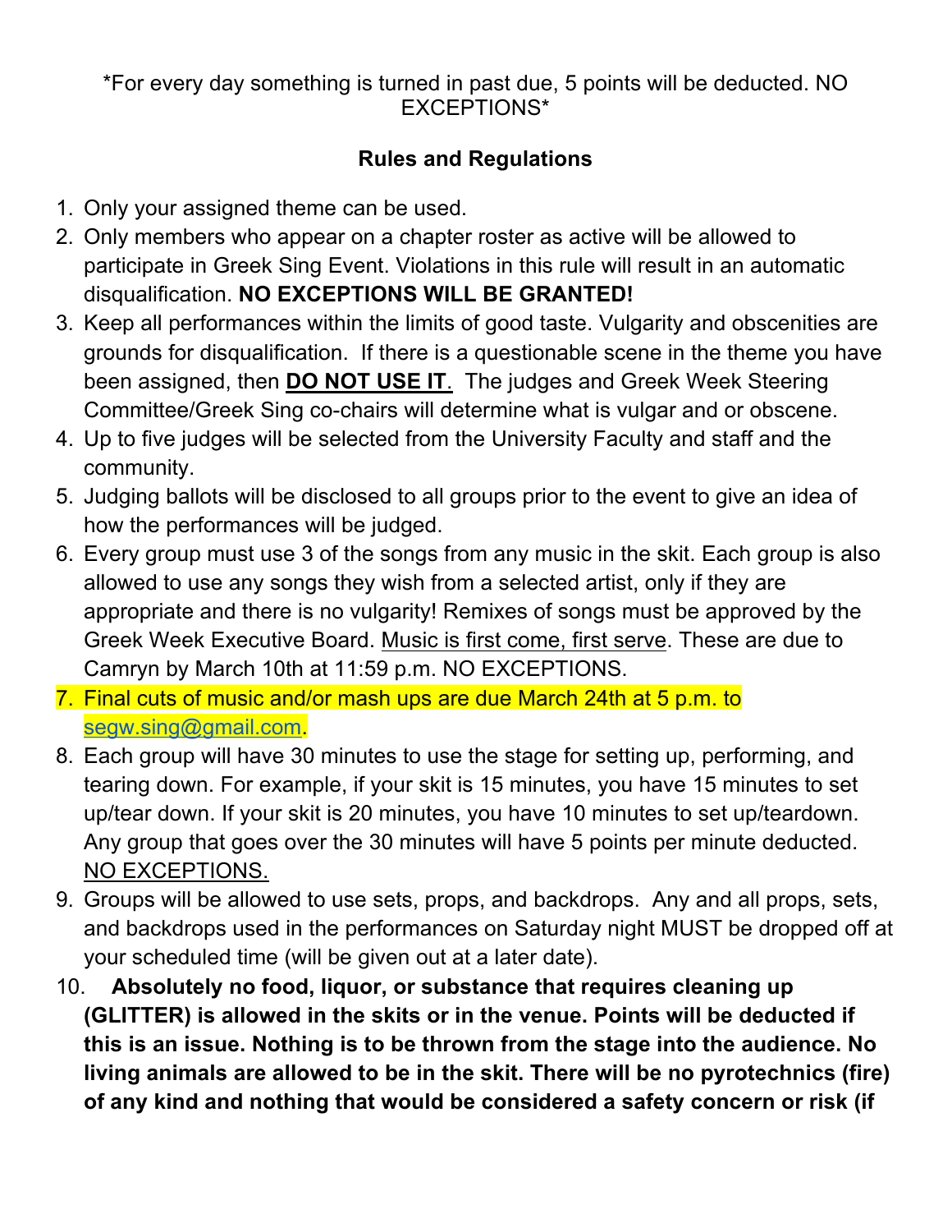*For every day something is turned in past due, 5 points will be deducted. NO EXCEPTIONS*

## Rules and Regulations

1. Only your assigned theme can be used.
2. Only members who appear on a chapter roster as active will be allowed to participate in Greek Sing Event. Violations in this rule will result in an automatic disqualification. **NO EXCEPTIONS WILL BE GRANTED!**
3. Keep all performances within the limits of good taste. Vulgarity and obscenities are grounds for disqualification. If there is a questionable scene in the theme you have been assigned, then **DO NOT USE IT**. The judges and Greek Week Steering Committee/Greek Sing co-chairs will determine what is vulgar and or obscene.
4. Up to five judges will be selected from the University Faculty and staff and the community.
5. Judging ballots will be disclosed to all groups prior to the event to give an idea of how the performances will be judged.
6. Every group must use 3 of the songs from any music in the skit. Each group is also allowed to use any songs they wish from a selected artist, only if they are appropriate and there is no vulgarity! Remixes of songs must be approved by the Greek Week Executive Board. Music is first come, first serve. These are due to Camryn by March 10th at 11:59 p.m. NO EXCEPTIONS.
7. Final cuts of music and/or mash ups are due March 24th at 5 p.m. to segw.sing@gmail.com.
8. Each group will have 30 minutes to use the stage for setting up, performing, and tearing down. For example, if your skit is 15 minutes, you have 15 minutes to set up/tear down. If your skit is 20 minutes, you have 10 minutes to set up/teardown. Any group that goes over the 30 minutes will have 5 points per minute deducted. NO EXCEPTIONS.
9. Groups will be allowed to use sets, props, and backdrops. Any and all props, sets, and backdrops used in the performances on Saturday night MUST be dropped off at your scheduled time (will be given out at a later date).
10. **Absolutely no food, liquor, or substance that requires cleaning up (GLITTER) is allowed in the skits or in the venue. Points will be deducted if this is an issue. Nothing is to be thrown from the stage into the audience. No living animals are allowed to be in the skit. There will be no pyrotechnics (fire) of any kind and nothing that would be considered a safety concern or risk (if**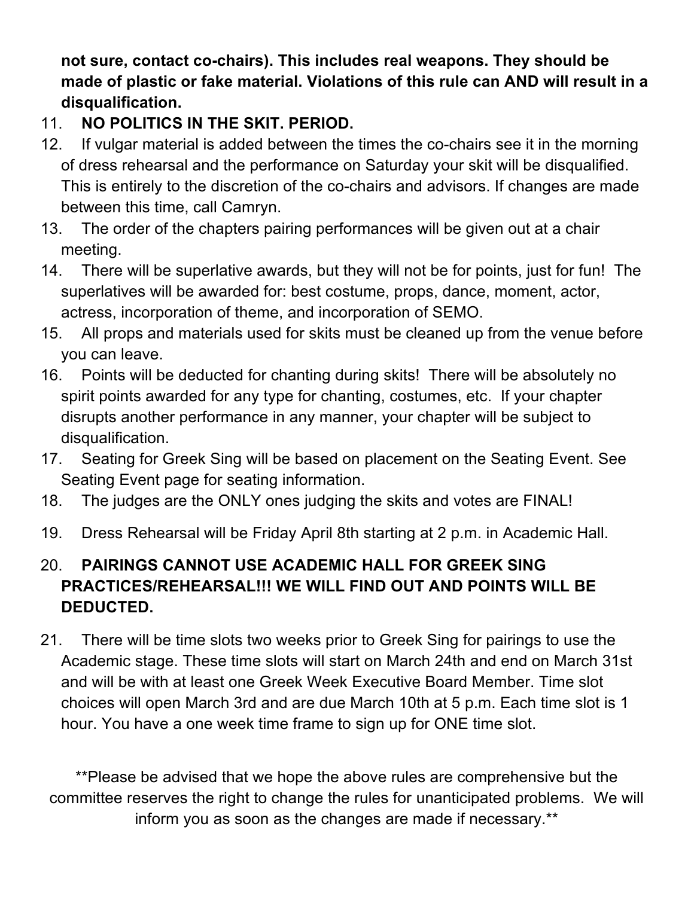**not sure, contact co-chairs). This includes real weapons. They should be made of plastic or fake material. Violations of this rule can AND will result in a disqualification.**

11. **NO POLITICS IN THE SKIT. PERIOD.**
12. If vulgar material is added between the times the co-chairs see it in the morning of dress rehearsal and the performance on Saturday your skit will be disqualified. This is entirely to the discretion of the co-chairs and advisors. If changes are made between this time, call Camryn.
13. The order of the chapters pairing performances will be given out at a chair meeting.
14. There will be superlative awards, but they will not be for points, just for fun! The superlatives will be awarded for: best costume, props, dance, moment, actor, actress, incorporation of theme, and incorporation of SEMO.
15. All props and materials used for skits must be cleaned up from the venue before you can leave.
16. Points will be deducted for chanting during skits! There will be absolutely no spirit points awarded for any type for chanting, costumes, etc. If your chapter disrupts another performance in any manner, your chapter will be subject to disqualification.
17. Seating for Greek Sing will be based on placement on the Seating Event. See Seating Event page for seating information.
18. The judges are the ONLY ones judging the skits and votes are FINAL!
19. Dress Rehearsal will be Friday April 8th starting at 2 p.m. in Academic Hall.
20. **PAIRINGS CANNOT USE ACADEMIC HALL FOR GREEK SING PRACTICES/REHEARSAL!!! WE WILL FIND OUT AND POINTS WILL BE DEDUCTED.**
21. There will be time slots two weeks prior to Greek Sing for pairings to use the Academic stage. These time slots will start on March 24th and end on March 31st and will be with at least one Greek Week Executive Board Member. Time slot choices will open March 3rd and are due March 10th at 5 p.m. Each time slot is 1 hour. You have a one week time frame to sign up for ONE time slot.

**Please be advised that we hope the above rules are comprehensive but the committee reserves the right to change the rules for unanticipated problems. We will inform you as soon as the changes are made if necessary.**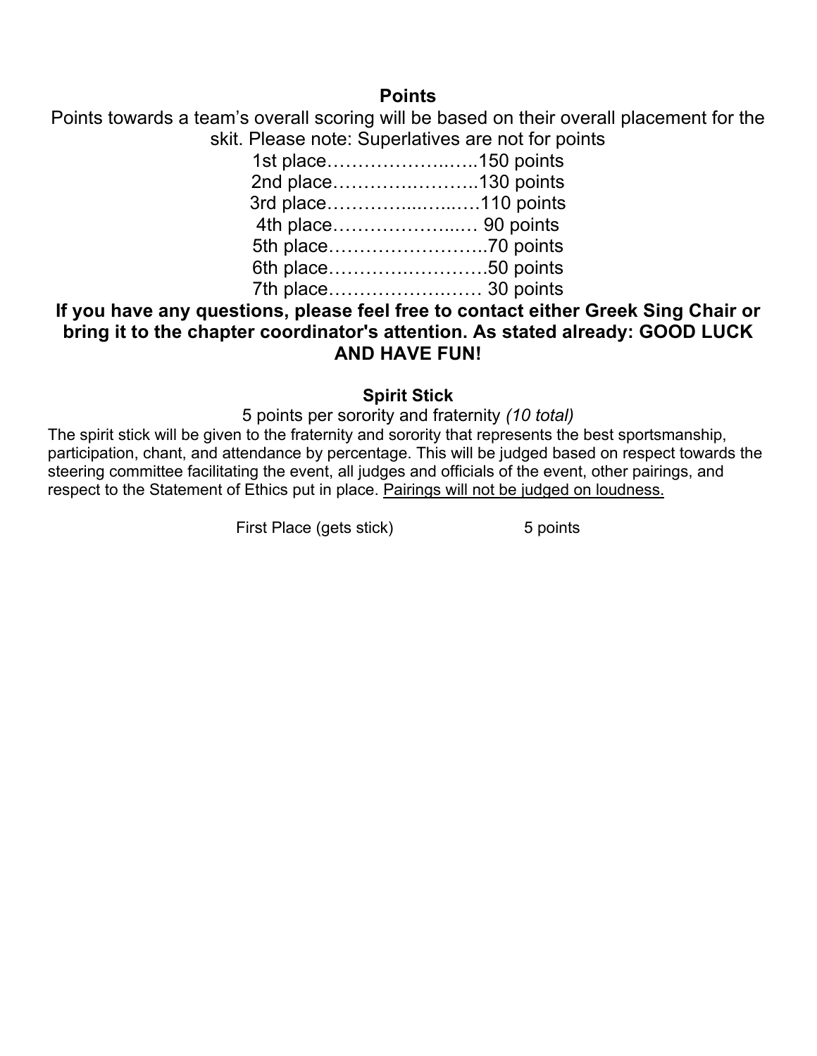## Points

Points towards a team's overall scoring will be based on their overall placement for the skit. Please note: Superlatives are not for points

1st place…………………..…..150 points
2nd place………….………..130 points
3rd place…………...…...….110 points
4th place…………………...… 90 points
5th place……………………..70 points
6th place………….…………50 points
7th place………………….…… 30 points

**If you have any questions, please feel free to contact either Greek Sing Chair or bring it to the chapter coordinator's attention. As stated already: GOOD LUCK AND HAVE FUN!**

### Spirit Stick

5 points per sorority and fraternity *(10 total)*

The spirit stick will be given to the fraternity and sorority that represents the best sportsmanship, participation, chant, and attendance by percentage. This will be judged based on respect towards the steering committee facilitating the event, all judges and officials of the event, other pairings, and respect to the Statement of Ethics put in place. Pairings will not be judged on loudness.

First Place (gets stick) 5 points